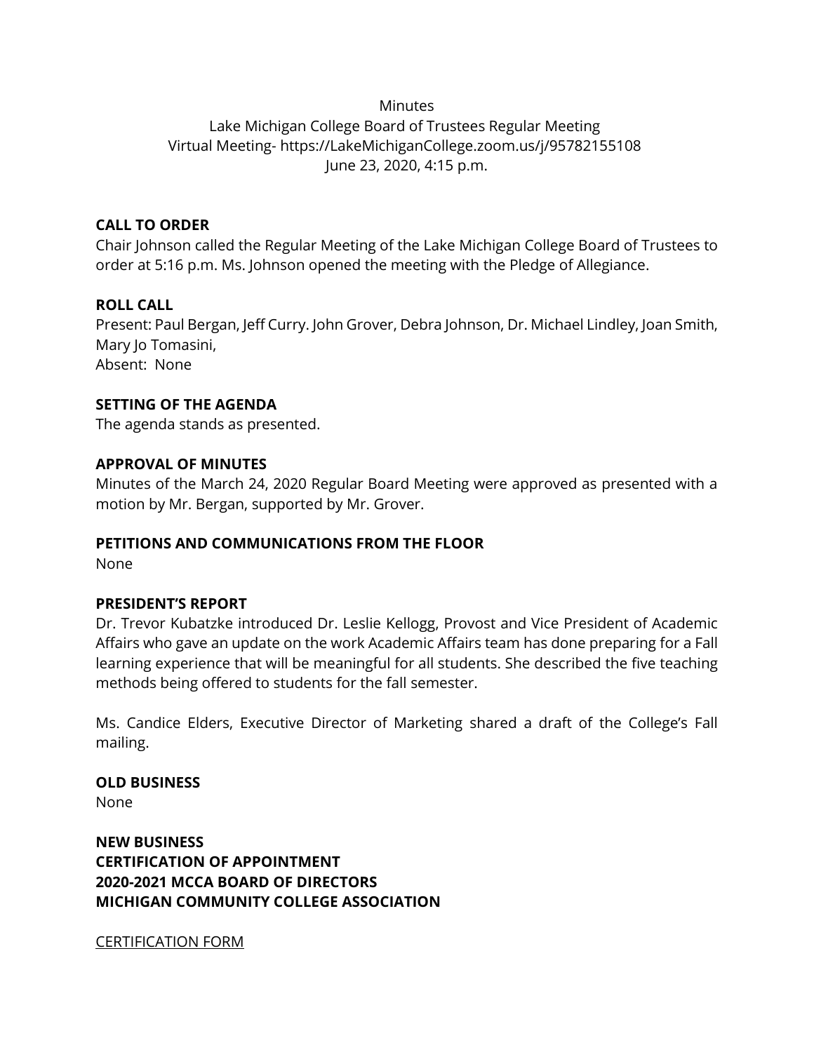Minutes

Lake Michigan College Board of Trustees Regular Meeting

Virtual Meeting- https://LakeMichiganCollege.zoom.us/j/95782155108

June 23, 2020, 4:15 p.m.

**CALL TO ORDER**

Chair Johnson called the Regular Meeting of the Lake Michigan College Board of Trustees to order at 5:16 p.m. Ms. Johnson opened the meeting with the Pledge of Allegiance.

**ROLL CALL**

Present: Paul Bergan, Jeff Curry. John Grover, Debra Johnson, Dr. Michael Lindley, Joan Smith, Mary Jo Tomasini,

Absent: None

**SETTING OF THE AGENDA**

The agenda stands as presented.

**APPROVAL OF MINUTES**

Minutes of the March 24, 2020 Regular Board Meeting were approved as presented with a motion by Mr. Bergan, supported by Mr. Grover.

**PETITIONS AND COMMUNICATIONS FROM THE FLOOR**

None

**PRESIDENT'S REPORT**

Dr. Trevor Kubatzke introduced Dr. Leslie Kellogg, Provost and Vice President of Academic Affairs who gave an update on the work Academic Affairs team has done preparing for a Fall learning experience that will be meaningful for all students. She described the five teaching methods being offered to students for the fall semester.

Ms. Candice Elders, Executive Director of Marketing shared a draft of the College's Fall mailing.

**OLD BUSINESS**

None

**NEW BUSINESS**

**CERTIFICATION OF APPOINTMENT**

**2020-2021 MCCA BOARD OF DIRECTORS**

**MICHIGAN COMMUNITY COLLEGE ASSOCIATION**

<u>CERTIFICATION FORM</u>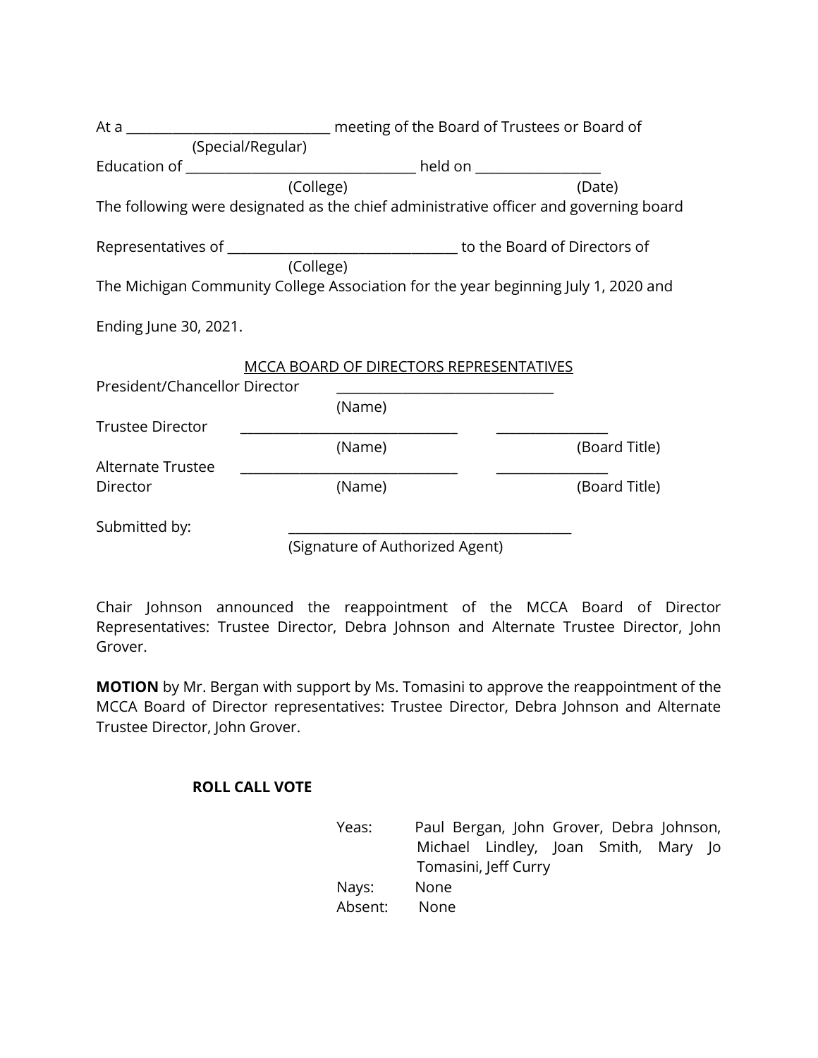At a ______________________________ meeting of the Board of Trustees or Board of
(Special/Regular)

Education of __________________________________ held on __________________
(College) (Date)

The following were designated as the chief administrative officer and governing board

Representatives of __________________________________ to the Board of Directors of
(College)

The Michigan Community College Association for the year beginning July 1, 2020 and

Ending June 30, 2021.

<u>MCCA BOARD OF DIRECTORS REPRESENTATIVES</u>

President/Chancellor Director ________________________________
(Name)

Trustee Director ________________________________ ________________
(Name) (Board Title)

Alternate Trustee Director ________________________________ ________________
(Name) (Board Title)

Submitted by: ___________________________________________
(Signature of Authorized Agent)

Chair Johnson announced the reappointment of the MCCA Board of Director Representatives: Trustee Director, Debra Johnson and Alternate Trustee Director, John Grover.

**MOTION** by Mr. Bergan with support by Ms. Tomasini to approve the reappointment of the MCCA Board of Director representatives: Trustee Director, Debra Johnson and Alternate Trustee Director, John Grover.

**ROLL CALL VOTE**

Yeas: Paul Bergan, John Grover, Debra Johnson, Michael Lindley, Joan Smith, Mary Jo Tomasini, Jeff Curry

Nays: None

Absent: None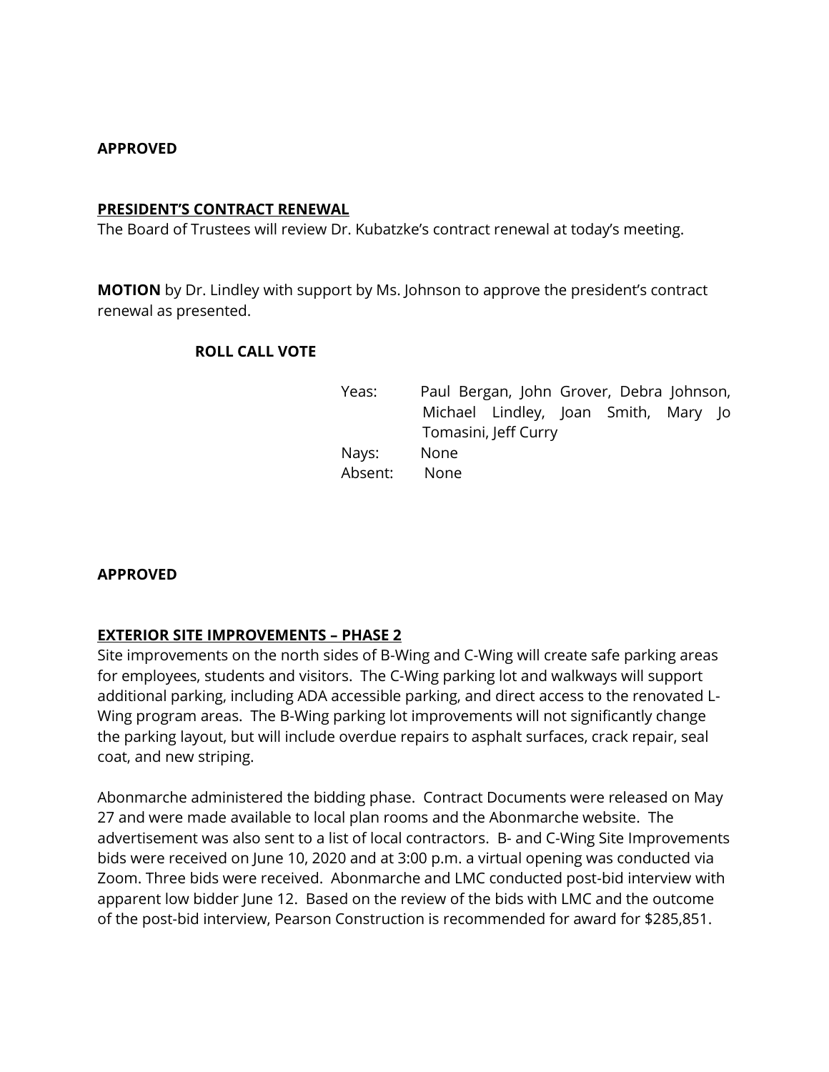**APPROVED**

**PRESIDENT'S CONTRACT RENEWAL**

The Board of Trustees will review Dr. Kubatzke's contract renewal at today's meeting.

**MOTION** by Dr. Lindley with support by Ms. Johnson to approve the president's contract renewal as presented.

**ROLL CALL VOTE**

Yeas: Paul Bergan, John Grover, Debra Johnson, Michael Lindley, Joan Smith, Mary Jo Tomasini, Jeff Curry

Nays: None

Absent: None

**APPROVED**

**EXTERIOR SITE IMPROVEMENTS – PHASE 2**

Site improvements on the north sides of B-Wing and C-Wing will create safe parking areas for employees, students and visitors. The C-Wing parking lot and walkways will support additional parking, including ADA accessible parking, and direct access to the renovated L-Wing program areas. The B-Wing parking lot improvements will not significantly change the parking layout, but will include overdue repairs to asphalt surfaces, crack repair, seal coat, and new striping.

Abonmarche administered the bidding phase. Contract Documents were released on May 27 and were made available to local plan rooms and the Abonmarche website. The advertisement was also sent to a list of local contractors. B- and C-Wing Site Improvements bids were received on June 10, 2020 and at 3:00 p.m. a virtual opening was conducted via Zoom. Three bids were received. Abonmarche and LMC conducted post-bid interview with apparent low bidder June 12. Based on the review of the bids with LMC and the outcome of the post-bid interview, Pearson Construction is recommended for award for $285,851.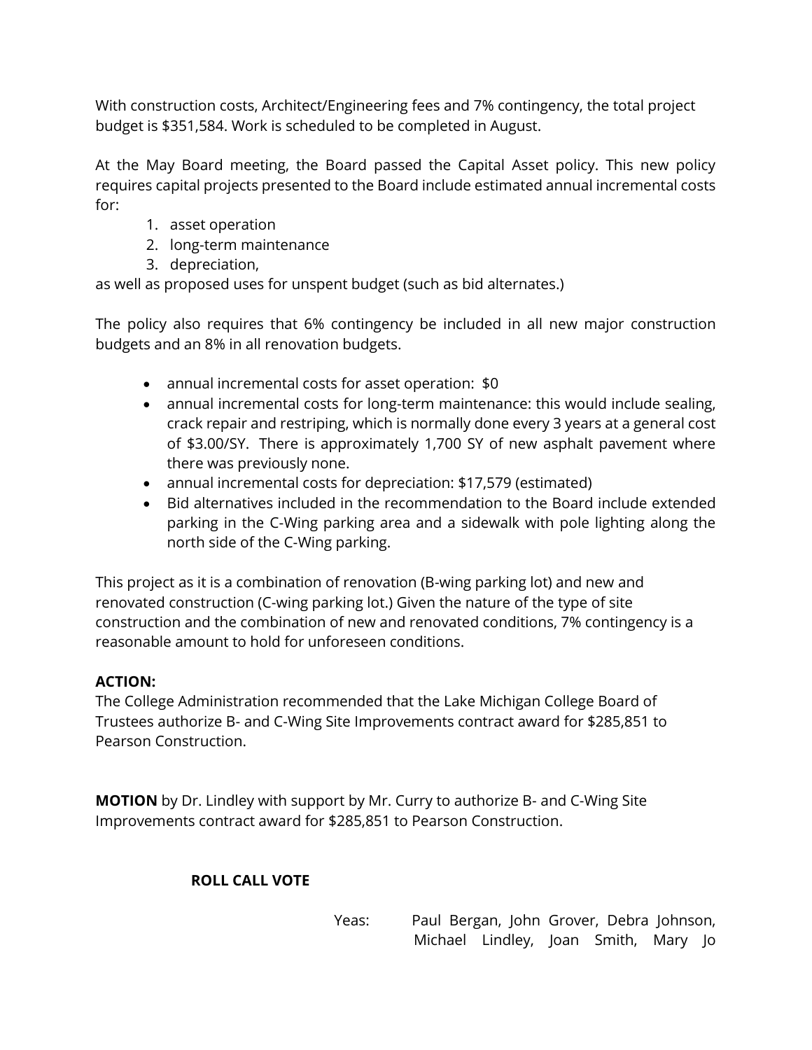With construction costs, Architect/Engineering fees and 7% contingency, the total project budget is $351,584. Work is scheduled to be completed in August.

At the May Board meeting, the Board passed the Capital Asset policy. This new policy requires capital projects presented to the Board include estimated annual incremental costs for:

1. asset operation
2. long-term maintenance
3. depreciation,

as well as proposed uses for unspent budget (such as bid alternates.)

The policy also requires that 6% contingency be included in all new major construction budgets and an 8% in all renovation budgets.

- annual incremental costs for asset operation: $0
- annual incremental costs for long-term maintenance: this would include sealing, crack repair and restriping, which is normally done every 3 years at a general cost of $3.00/SY. There is approximately 1,700 SY of new asphalt pavement where there was previously none.
- annual incremental costs for depreciation: $17,579 (estimated)
- Bid alternatives included in the recommendation to the Board include extended parking in the C-Wing parking area and a sidewalk with pole lighting along the north side of the C-Wing parking.

This project as it is a combination of renovation (B-wing parking lot) and new and renovated construction (C-wing parking lot.) Given the nature of the type of site construction and the combination of new and renovated conditions, 7% contingency is a reasonable amount to hold for unforeseen conditions.

**ACTION:**
The College Administration recommended that the Lake Michigan College Board of Trustees authorize B- and C-Wing Site Improvements contract award for $285,851 to Pearson Construction.

**MOTION** by Dr. Lindley with support by Mr. Curry to authorize B- and C-Wing Site Improvements contract award for $285,851 to Pearson Construction.

**ROLL CALL VOTE**

Yeas: Paul Bergan, John Grover, Debra Johnson, Michael Lindley, Joan Smith, Mary Jo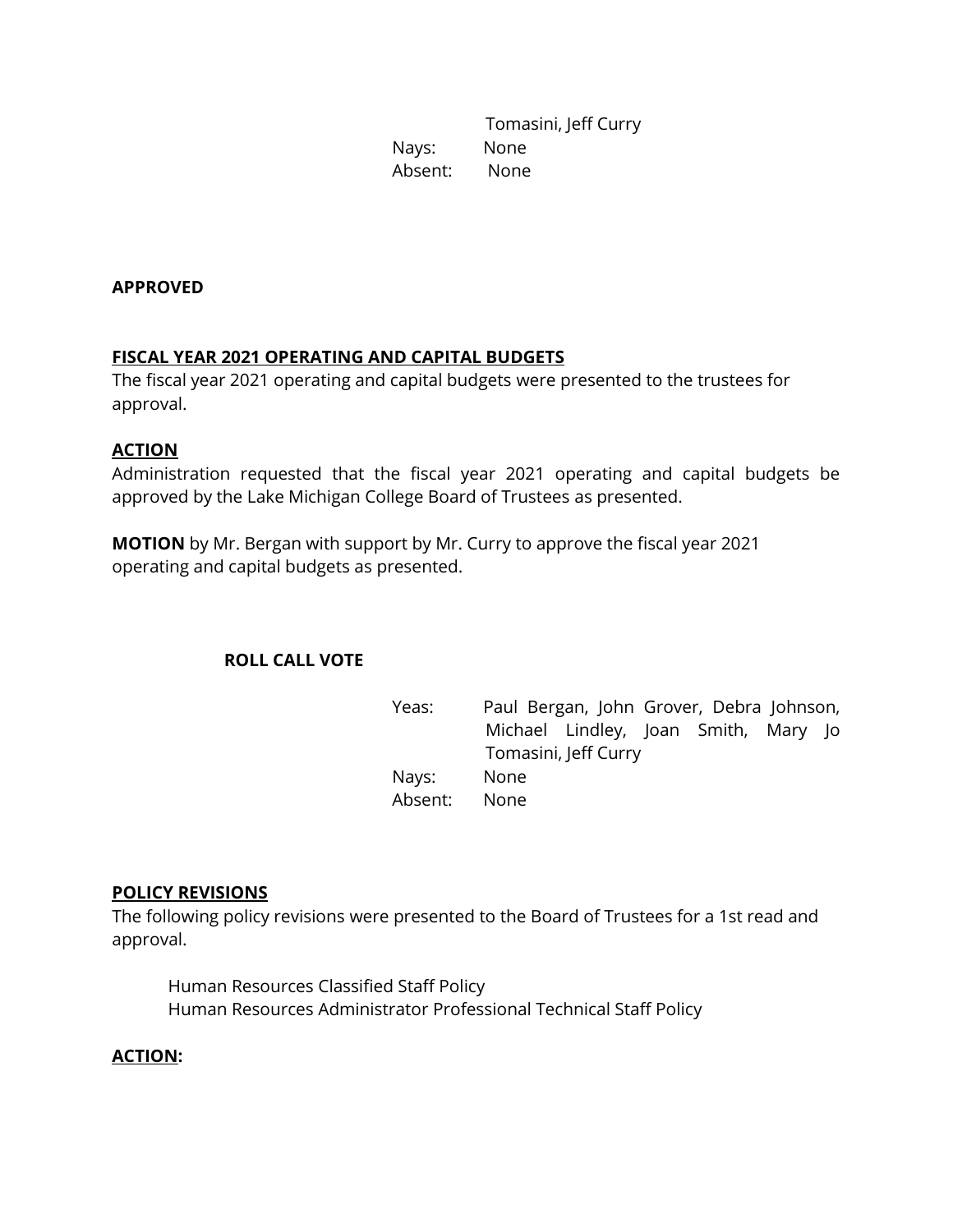Tomasini, Jeff Curry

Nays: None

Absent: None

**APPROVED**

**FISCAL YEAR 2021 OPERATING AND CAPITAL BUDGETS**

The fiscal year 2021 operating and capital budgets were presented to the trustees for approval.

**ACTION**

Administration requested that the fiscal year 2021 operating and capital budgets be approved by the Lake Michigan College Board of Trustees as presented.

**MOTION** by Mr. Bergan with support by Mr. Curry to approve the fiscal year 2021 operating and capital budgets as presented.

**ROLL CALL VOTE**

Yeas: Paul Bergan, John Grover, Debra Johnson, Michael Lindley, Joan Smith, Mary Jo Tomasini, Jeff Curry

Nays: None

Absent: None

**POLICY REVISIONS**

The following policy revisions were presented to the Board of Trustees for a 1st read and approval.

Human Resources Classified Staff Policy

Human Resources Administrator Professional Technical Staff Policy

**ACTION:**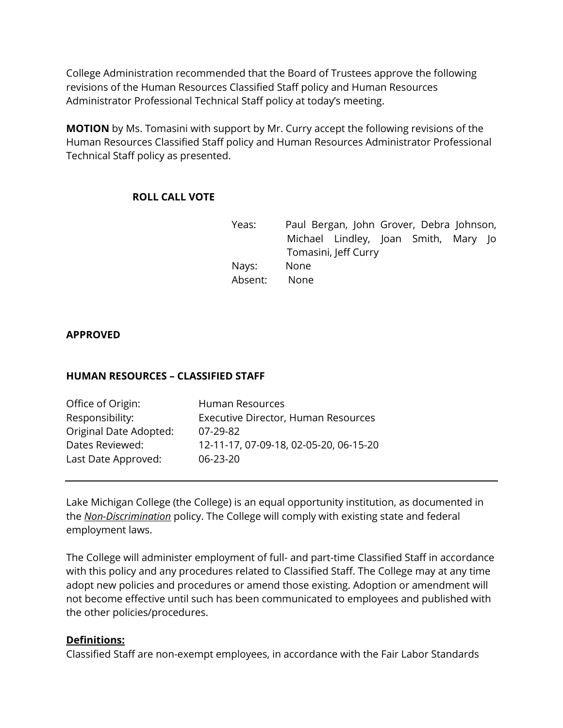College Administration recommended that the Board of Trustees approve the following revisions of the Human Resources Classified Staff policy and Human Resources Administrator Professional Technical Staff policy at today's meeting.

**MOTION** by Ms. Tomasini with support by Mr. Curry accept the following revisions of the Human Resources Classified Staff policy and Human Resources Administrator Professional Technical Staff policy as presented.

**ROLL CALL VOTE**

Yeas: Paul Bergan, John Grover, Debra Johnson, Michael Lindley, Joan Smith, Mary Jo Tomasini, Jeff Curry
Nays: None
Absent: None

**APPROVED**

**HUMAN RESOURCES – CLASSIFIED STAFF**

| | |
|---|---|
| Office of Origin: | Human Resources |
| Responsibility: | Executive Director, Human Resources |
| Original Date Adopted: | 07-29-82 |
| Dates Reviewed: | 12-11-17, 07-09-18, 02-05-20, 06-15-20 |
| Last Date Approved: | 06-23-20 |

---

Lake Michigan College (the College) is an equal opportunity institution, as documented in the ***Non-Discrimination*** policy. The College will comply with existing state and federal employment laws.

The College will administer employment of full- and part-time Classified Staff in accordance with this policy and any procedures related to Classified Staff. The College may at any time adopt new policies and procedures or amend those existing. Adoption or amendment will not become effective until such has been communicated to employees and published with the other policies/procedures.

**Definitions:**

Classified Staff are non-exempt employees, in accordance with the Fair Labor Standards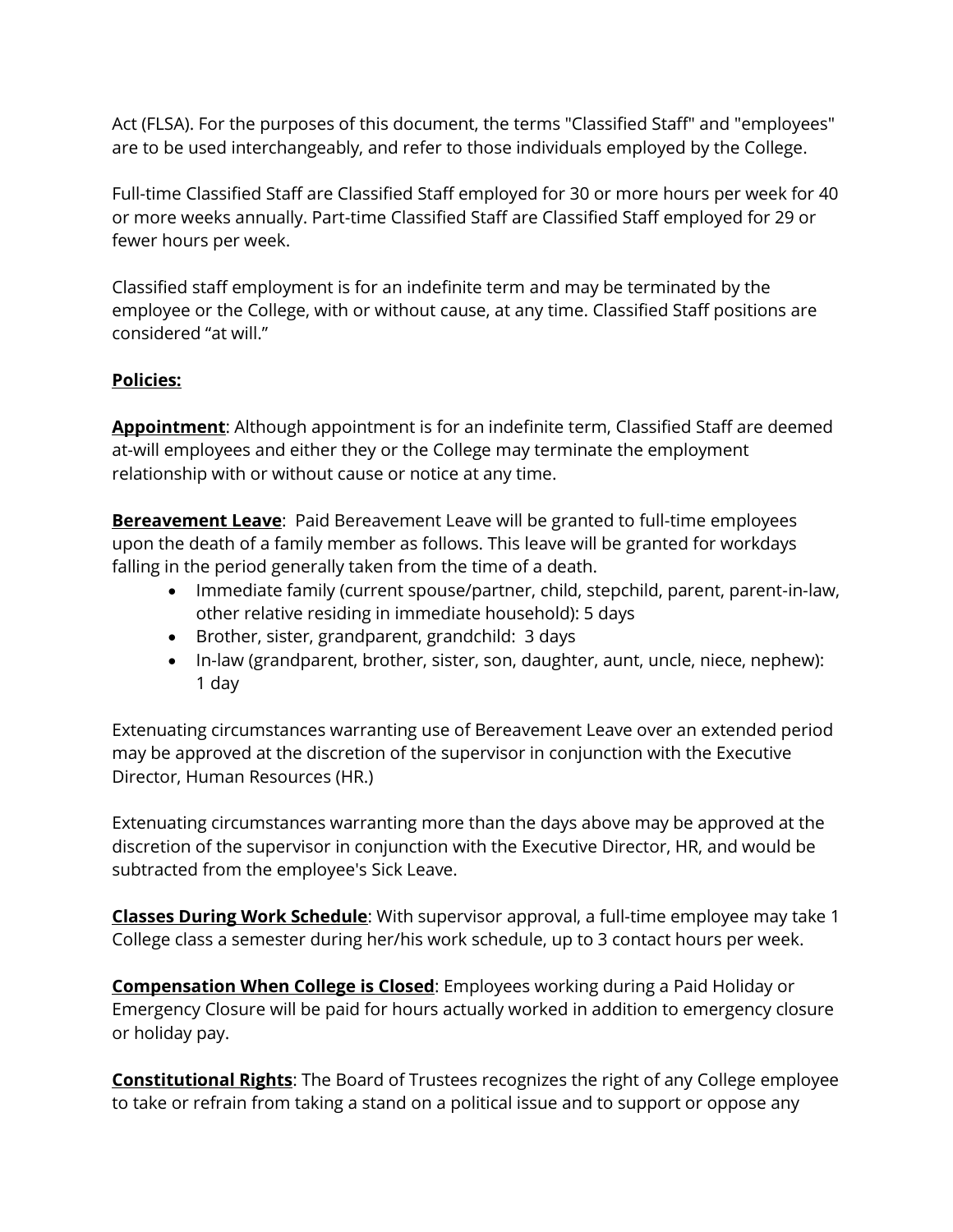Act (FLSA). For the purposes of this document, the terms "Classified Staff" and "employees" are to be used interchangeably, and refer to those individuals employed by the College.

Full-time Classified Staff are Classified Staff employed for 30 or more hours per week for 40 or more weeks annually. Part-time Classified Staff are Classified Staff employed for 29 or fewer hours per week.

Classified staff employment is for an indefinite term and may be terminated by the employee or the College, with or without cause, at any time. Classified Staff positions are considered "at will."

**Policies:**

**Appointment**: Although appointment is for an indefinite term, Classified Staff are deemed at-will employees and either they or the College may terminate the employment relationship with or without cause or notice at any time.

**Bereavement Leave**: Paid Bereavement Leave will be granted to full-time employees upon the death of a family member as follows. This leave will be granted for workdays falling in the period generally taken from the time of a death.

- Immediate family (current spouse/partner, child, stepchild, parent, parent-in-law, other relative residing in immediate household): 5 days
- Brother, sister, grandparent, grandchild: 3 days
- In-law (grandparent, brother, sister, son, daughter, aunt, uncle, niece, nephew): 1 day

Extenuating circumstances warranting use of Bereavement Leave over an extended period may be approved at the discretion of the supervisor in conjunction with the Executive Director, Human Resources (HR.)

Extenuating circumstances warranting more than the days above may be approved at the discretion of the supervisor in conjunction with the Executive Director, HR, and would be subtracted from the employee's Sick Leave.

**Classes During Work Schedule**: With supervisor approval, a full-time employee may take 1 College class a semester during her/his work schedule, up to 3 contact hours per week.

**Compensation When College is Closed**: Employees working during a Paid Holiday or Emergency Closure will be paid for hours actually worked in addition to emergency closure or holiday pay.

**Constitutional Rights**: The Board of Trustees recognizes the right of any College employee to take or refrain from taking a stand on a political issue and to support or oppose any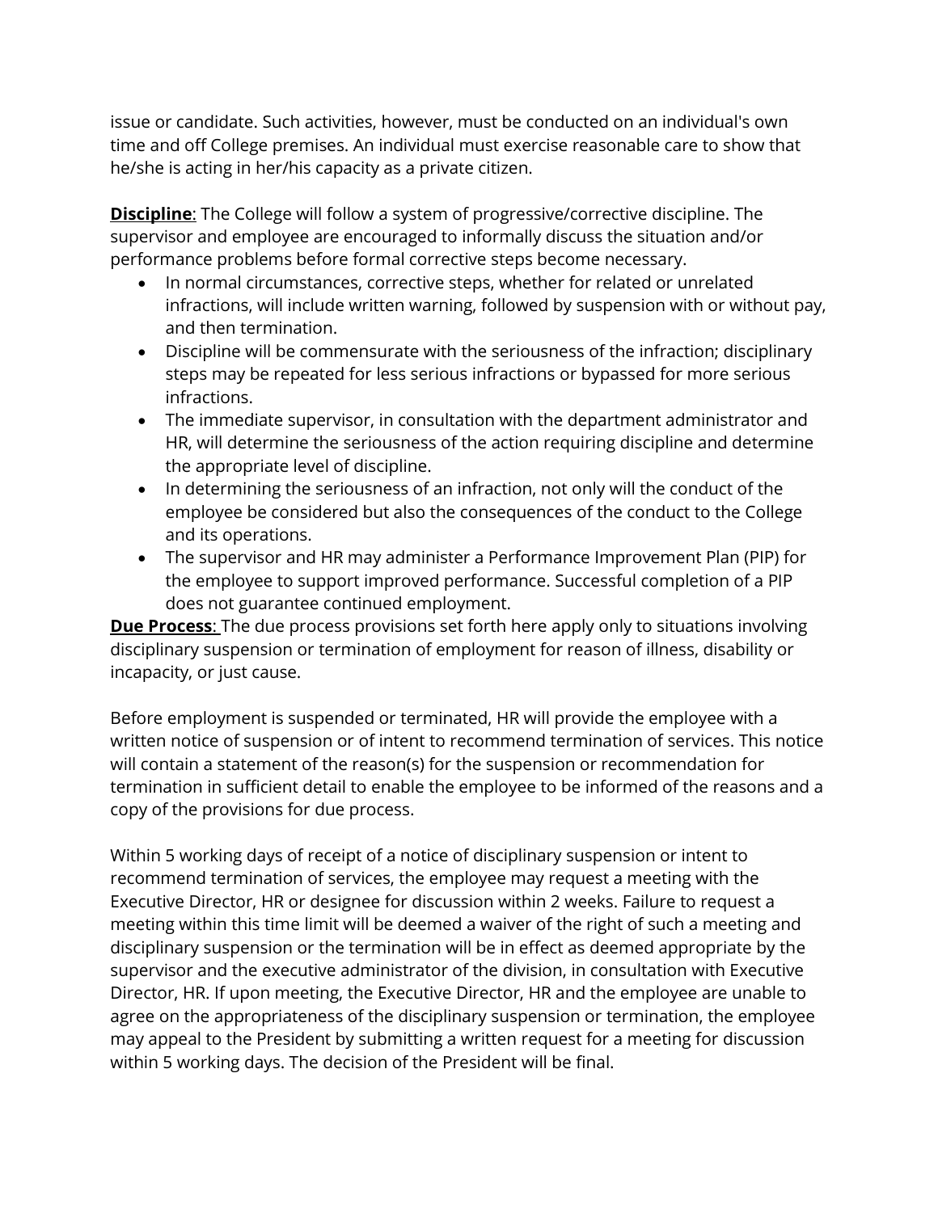issue or candidate. Such activities, however, must be conducted on an individual's own time and off College premises. An individual must exercise reasonable care to show that he/she is acting in her/his capacity as a private citizen.

**Discipline**: The College will follow a system of progressive/corrective discipline. The supervisor and employee are encouraged to informally discuss the situation and/or performance problems before formal corrective steps become necessary.

- In normal circumstances, corrective steps, whether for related or unrelated infractions, will include written warning, followed by suspension with or without pay, and then termination.
- Discipline will be commensurate with the seriousness of the infraction; disciplinary steps may be repeated for less serious infractions or bypassed for more serious infractions.
- The immediate supervisor, in consultation with the department administrator and HR, will determine the seriousness of the action requiring discipline and determine the appropriate level of discipline.
- In determining the seriousness of an infraction, not only will the conduct of the employee be considered but also the consequences of the conduct to the College and its operations.
- The supervisor and HR may administer a Performance Improvement Plan (PIP) for the employee to support improved performance. Successful completion of a PIP does not guarantee continued employment.

**Due Process**: The due process provisions set forth here apply only to situations involving disciplinary suspension or termination of employment for reason of illness, disability or incapacity, or just cause.

Before employment is suspended or terminated, HR will provide the employee with a written notice of suspension or of intent to recommend termination of services. This notice will contain a statement of the reason(s) for the suspension or recommendation for termination in sufficient detail to enable the employee to be informed of the reasons and a copy of the provisions for due process.

Within 5 working days of receipt of a notice of disciplinary suspension or intent to recommend termination of services, the employee may request a meeting with the Executive Director, HR or designee for discussion within 2 weeks. Failure to request a meeting within this time limit will be deemed a waiver of the right of such a meeting and disciplinary suspension or the termination will be in effect as deemed appropriate by the supervisor and the executive administrator of the division, in consultation with Executive Director, HR. If upon meeting, the Executive Director, HR and the employee are unable to agree on the appropriateness of the disciplinary suspension or termination, the employee may appeal to the President by submitting a written request for a meeting for discussion within 5 working days. The decision of the President will be final.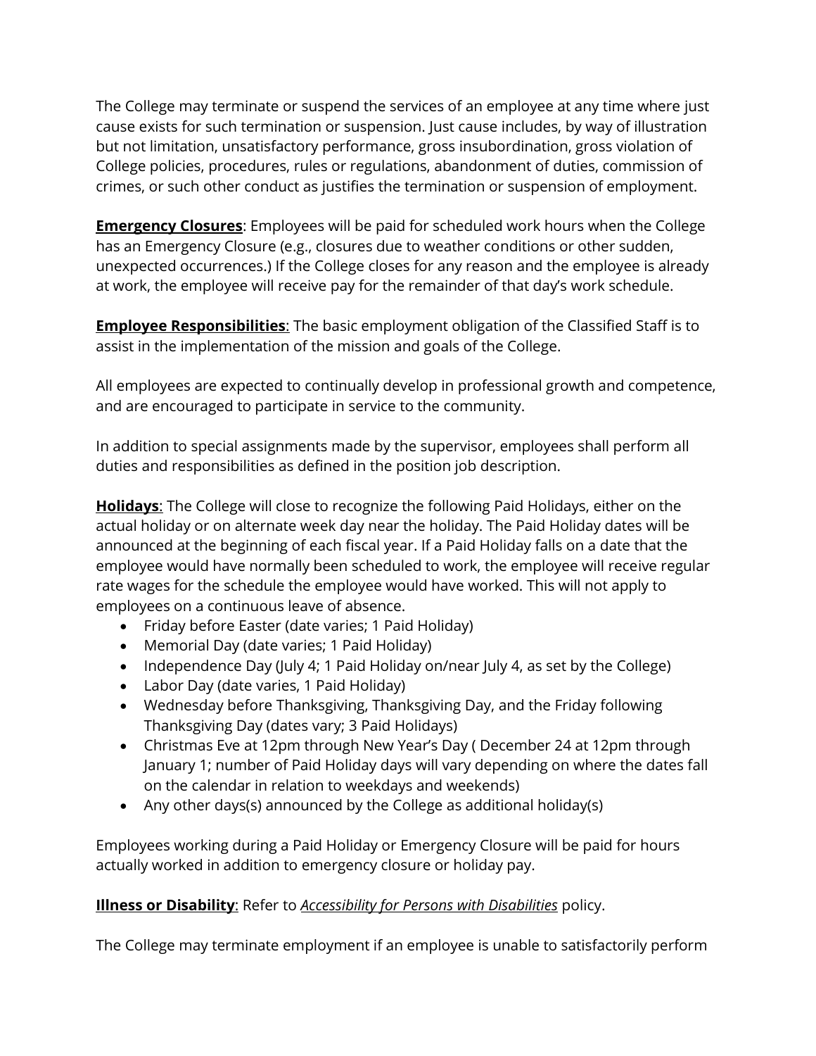The College may terminate or suspend the services of an employee at any time where just cause exists for such termination or suspension. Just cause includes, by way of illustration but not limitation, unsatisfactory performance, gross insubordination, gross violation of College policies, procedures, rules or regulations, abandonment of duties, commission of crimes, or such other conduct as justifies the termination or suspension of employment.

**Emergency Closures**: Employees will be paid for scheduled work hours when the College has an Emergency Closure (e.g., closures due to weather conditions or other sudden, unexpected occurrences.) If the College closes for any reason and the employee is already at work, the employee will receive pay for the remainder of that day's work schedule.

**Employee Responsibilities**: The basic employment obligation of the Classified Staff is to assist in the implementation of the mission and goals of the College.

All employees are expected to continually develop in professional growth and competence, and are encouraged to participate in service to the community.

In addition to special assignments made by the supervisor, employees shall perform all duties and responsibilities as defined in the position job description.

**Holidays**: The College will close to recognize the following Paid Holidays, either on the actual holiday or on alternate week day near the holiday. The Paid Holiday dates will be announced at the beginning of each fiscal year. If a Paid Holiday falls on a date that the employee would have normally been scheduled to work, the employee will receive regular rate wages for the schedule the employee would have worked. This will not apply to employees on a continuous leave of absence.

- Friday before Easter (date varies; 1 Paid Holiday)
- Memorial Day (date varies; 1 Paid Holiday)
- Independence Day (July 4; 1 Paid Holiday on/near July 4, as set by the College)
- Labor Day (date varies, 1 Paid Holiday)
- Wednesday before Thanksgiving, Thanksgiving Day, and the Friday following Thanksgiving Day (dates vary; 3 Paid Holidays)
- Christmas Eve at 12pm through New Year's Day ( December 24 at 12pm through January 1; number of Paid Holiday days will vary depending on where the dates fall on the calendar in relation to weekdays and weekends)
- Any other days(s) announced by the College as additional holiday(s)

Employees working during a Paid Holiday or Emergency Closure will be paid for hours actually worked in addition to emergency closure or holiday pay.

**Illness or Disability**: Refer to *Accessibility for Persons with Disabilities* policy.

The College may terminate employment if an employee is unable to satisfactorily perform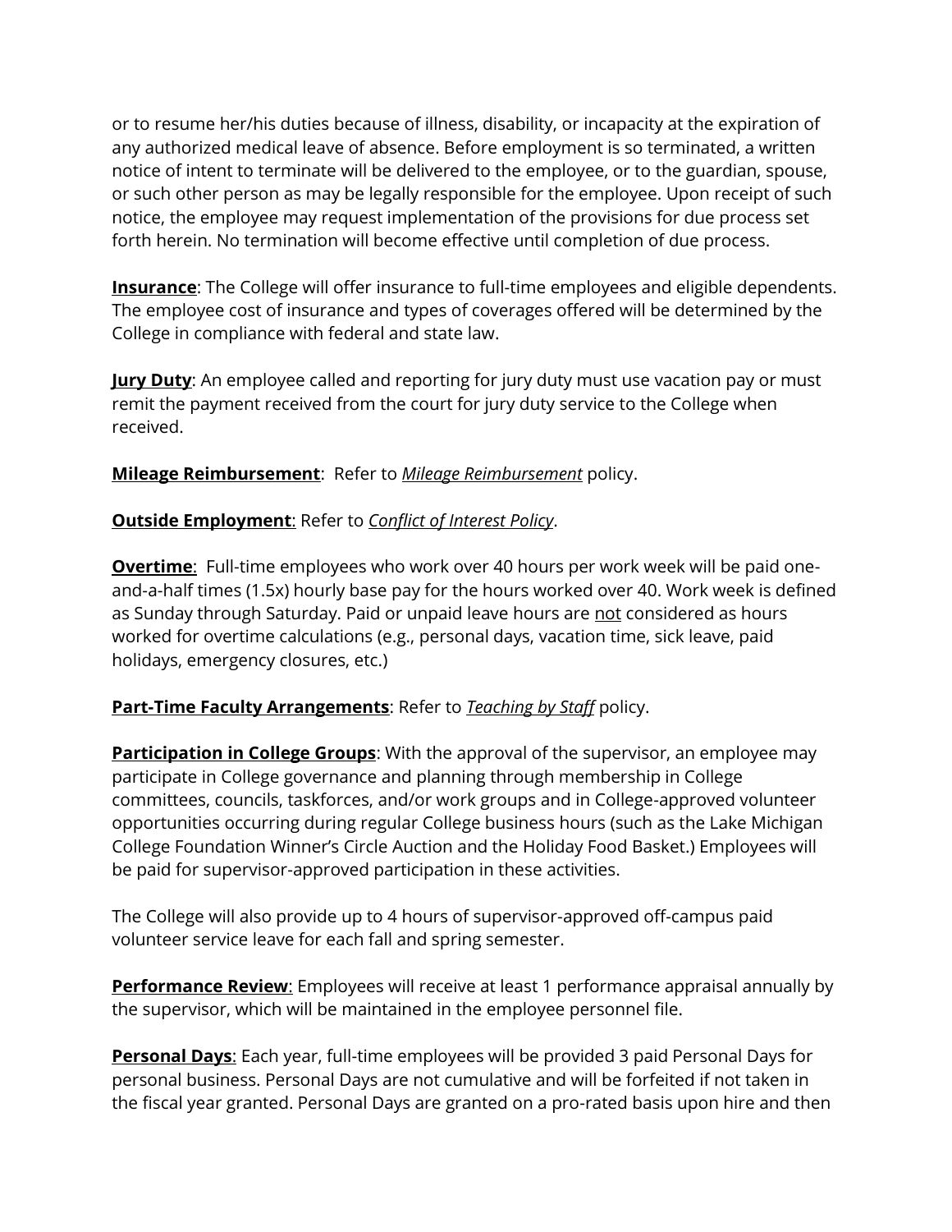or to resume her/his duties because of illness, disability, or incapacity at the expiration of any authorized medical leave of absence. Before employment is so terminated, a written notice of intent to terminate will be delivered to the employee, or to the guardian, spouse, or such other person as may be legally responsible for the employee. Upon receipt of such notice, the employee may request implementation of the provisions for due process set forth herein. No termination will become effective until completion of due process.

**<u>Insurance</u>**: The College will offer insurance to full-time employees and eligible dependents. The employee cost of insurance and types of coverages offered will be determined by the College in compliance with federal and state law.

**<u>Jury Duty</u>**: An employee called and reporting for jury duty must use vacation pay or must remit the payment received from the court for jury duty service to the College when received.

**<u>Mileage Reimbursement</u>**: Refer to *<u>Mileage Reimbursement</u>* policy.

**<u>Outside Employment</u>**: Refer to *<u>Conflict of Interest Policy</u>*.

**<u>Overtime</u>**: Full-time employees who work over 40 hours per work week will be paid one-and-a-half times (1.5x) hourly base pay for the hours worked over 40. Work week is defined as Sunday through Saturday. Paid or unpaid leave hours are <u>not</u> considered as hours worked for overtime calculations (e.g., personal days, vacation time, sick leave, paid holidays, emergency closures, etc.)

**<u>Part-Time Faculty Arrangements</u>**: Refer to *<u>Teaching by Staff</u>* policy.

**<u>Participation in College Groups</u>**: With the approval of the supervisor, an employee may participate in College governance and planning through membership in College committees, councils, taskforces, and/or work groups and in College-approved volunteer opportunities occurring during regular College business hours (such as the Lake Michigan College Foundation Winner's Circle Auction and the Holiday Food Basket.) Employees will be paid for supervisor-approved participation in these activities.

The College will also provide up to 4 hours of supervisor-approved off-campus paid volunteer service leave for each fall and spring semester.

**<u>Performance Review</u>**: Employees will receive at least 1 performance appraisal annually by the supervisor, which will be maintained in the employee personnel file.

**<u>Personal Days</u>**: Each year, full-time employees will be provided 3 paid Personal Days for personal business. Personal Days are not cumulative and will be forfeited if not taken in the fiscal year granted. Personal Days are granted on a pro-rated basis upon hire and then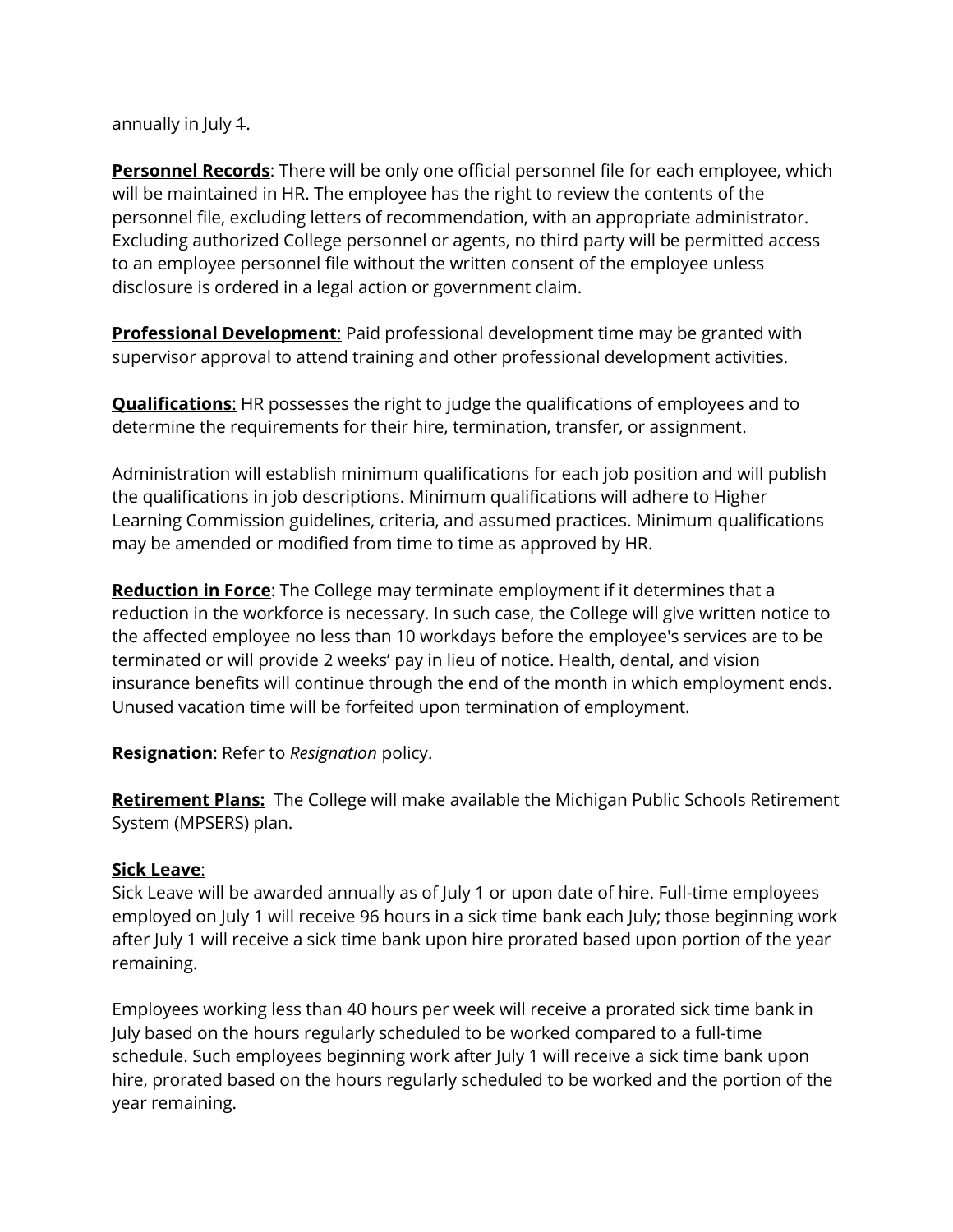annually in July ~~1~~.

**Personnel Records**: There will be only one official personnel file for each employee, which will be maintained in HR. The employee has the right to review the contents of the personnel file, excluding letters of recommendation, with an appropriate administrator. Excluding authorized College personnel or agents, no third party will be permitted access to an employee personnel file without the written consent of the employee unless disclosure is ordered in a legal action or government claim.

**Professional Development**: Paid professional development time may be granted with supervisor approval to attend training and other professional development activities.

**Qualifications**: HR possesses the right to judge the qualifications of employees and to determine the requirements for their hire, termination, transfer, or assignment.

Administration will establish minimum qualifications for each job position and will publish the qualifications in job descriptions. Minimum qualifications will adhere to Higher Learning Commission guidelines, criteria, and assumed practices. Minimum qualifications may be amended or modified from time to time as approved by HR.

**Reduction in Force**: The College may terminate employment if it determines that a reduction in the workforce is necessary. In such case, the College will give written notice to the affected employee no less than 10 workdays before the employee's services are to be terminated or will provide 2 weeks' pay in lieu of notice. Health, dental, and vision insurance benefits will continue through the end of the month in which employment ends. Unused vacation time will be forfeited upon termination of employment.

**Resignation**: Refer to *Resignation* policy.

**Retirement Plans:** The College will make available the Michigan Public Schools Retirement System (MPSERS) plan.

**Sick Leave**:

Sick Leave will be awarded annually as of July 1 or upon date of hire. Full-time employees employed on July 1 will receive 96 hours in a sick time bank each July; those beginning work after July 1 will receive a sick time bank upon hire prorated based upon portion of the year remaining.

Employees working less than 40 hours per week will receive a prorated sick time bank in July based on the hours regularly scheduled to be worked compared to a full-time schedule. Such employees beginning work after July 1 will receive a sick time bank upon hire, prorated based on the hours regularly scheduled to be worked and the portion of the year remaining.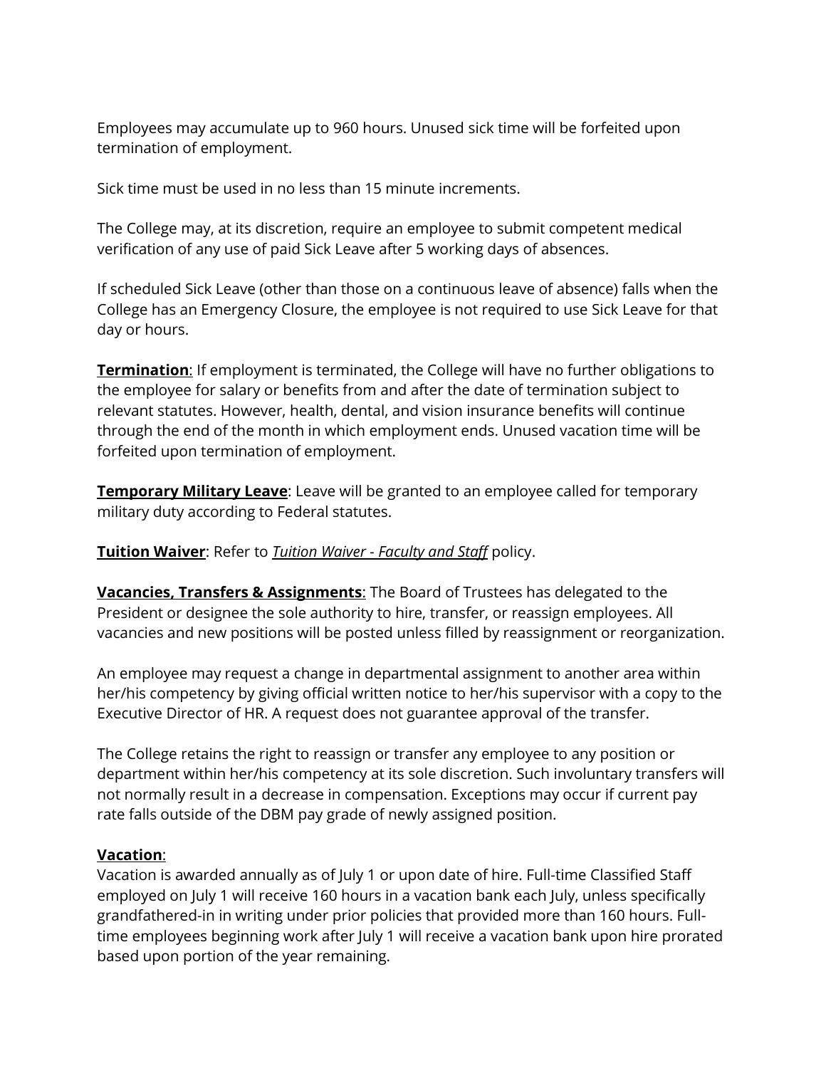Employees may accumulate up to 960 hours. Unused sick time will be forfeited upon termination of employment.

Sick time must be used in no less than 15 minute increments.

The College may, at its discretion, require an employee to submit competent medical verification of any use of paid Sick Leave after 5 working days of absences.

If scheduled Sick Leave (other than those on a continuous leave of absence) falls when the College has an Emergency Closure, the employee is not required to use Sick Leave for that day or hours.

**Termination**: If employment is terminated, the College will have no further obligations to the employee for salary or benefits from and after the date of termination subject to relevant statutes. However, health, dental, and vision insurance benefits will continue through the end of the month in which employment ends. Unused vacation time will be forfeited upon termination of employment.

**Temporary Military Leave**: Leave will be granted to an employee called for temporary military duty according to Federal statutes.

**Tuition Waiver**: Refer to *Tuition Waiver - Faculty and Staff* policy.

**Vacancies, Transfers & Assignments**: The Board of Trustees has delegated to the President or designee the sole authority to hire, transfer, or reassign employees. All vacancies and new positions will be posted unless filled by reassignment or reorganization.

An employee may request a change in departmental assignment to another area within her/his competency by giving official written notice to her/his supervisor with a copy to the Executive Director of HR. A request does not guarantee approval of the transfer.

The College retains the right to reassign or transfer any employee to any position or department within her/his competency at its sole discretion. Such involuntary transfers will not normally result in a decrease in compensation. Exceptions may occur if current pay rate falls outside of the DBM pay grade of newly assigned position.

**Vacation**:

Vacation is awarded annually as of July 1 or upon date of hire. Full-time Classified Staff employed on July 1 will receive 160 hours in a vacation bank each July, unless specifically grandfathered-in in writing under prior policies that provided more than 160 hours. Full-time employees beginning work after July 1 will receive a vacation bank upon hire prorated based upon portion of the year remaining.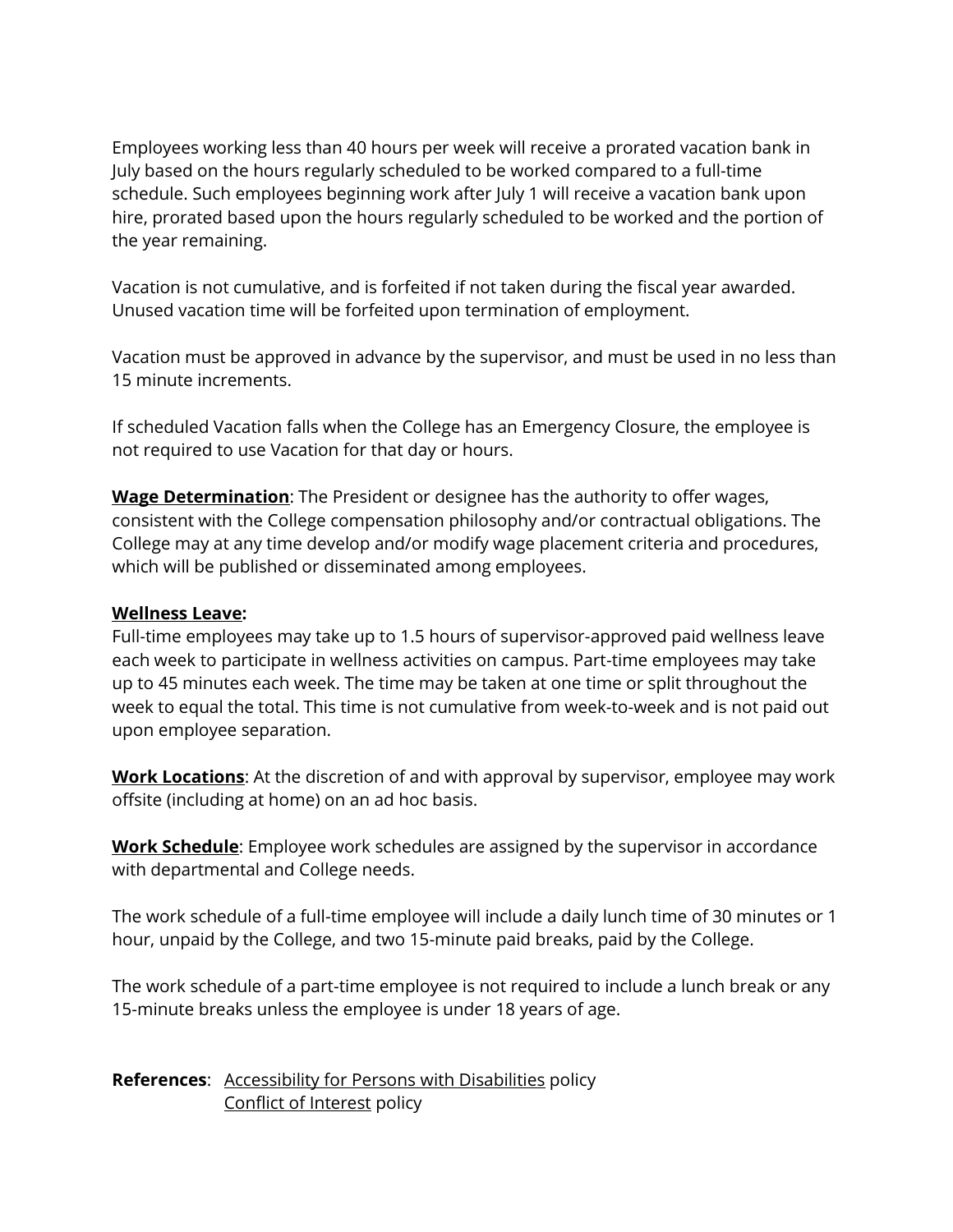Employees working less than 40 hours per week will receive a prorated vacation bank in July based on the hours regularly scheduled to be worked compared to a full-time schedule. Such employees beginning work after July 1 will receive a vacation bank upon hire, prorated based upon the hours regularly scheduled to be worked and the portion of the year remaining.

Vacation is not cumulative, and is forfeited if not taken during the fiscal year awarded. Unused vacation time will be forfeited upon termination of employment.

Vacation must be approved in advance by the supervisor, and must be used in no less than 15 minute increments.

If scheduled Vacation falls when the College has an Emergency Closure, the employee is not required to use Vacation for that day or hours.

**<u>Wage Determination</u>**: The President or designee has the authority to offer wages, consistent with the College compensation philosophy and/or contractual obligations. The College may at any time develop and/or modify wage placement criteria and procedures, which will be published or disseminated among employees.

**<u>Wellness Leave</u>:**
Full-time employees may take up to 1.5 hours of supervisor-approved paid wellness leave each week to participate in wellness activities on campus. Part-time employees may take up to 45 minutes each week. The time may be taken at one time or split throughout the week to equal the total. This time is not cumulative from week-to-week and is not paid out upon employee separation.

**<u>Work Locations</u>**: At the discretion of and with approval by supervisor, employee may work offsite (including at home) on an ad hoc basis.

**<u>Work Schedule</u>**: Employee work schedules are assigned by the supervisor in accordance with departmental and College needs.

The work schedule of a full-time employee will include a daily lunch time of 30 minutes or 1 hour, unpaid by the College, and two 15-minute paid breaks, paid by the College.

The work schedule of a part-time employee is not required to include a lunch break or any 15-minute breaks unless the employee is under 18 years of age.

**References**: <u>Accessibility for Persons with Disabilities</u> policy
<u>Conflict of Interest</u> policy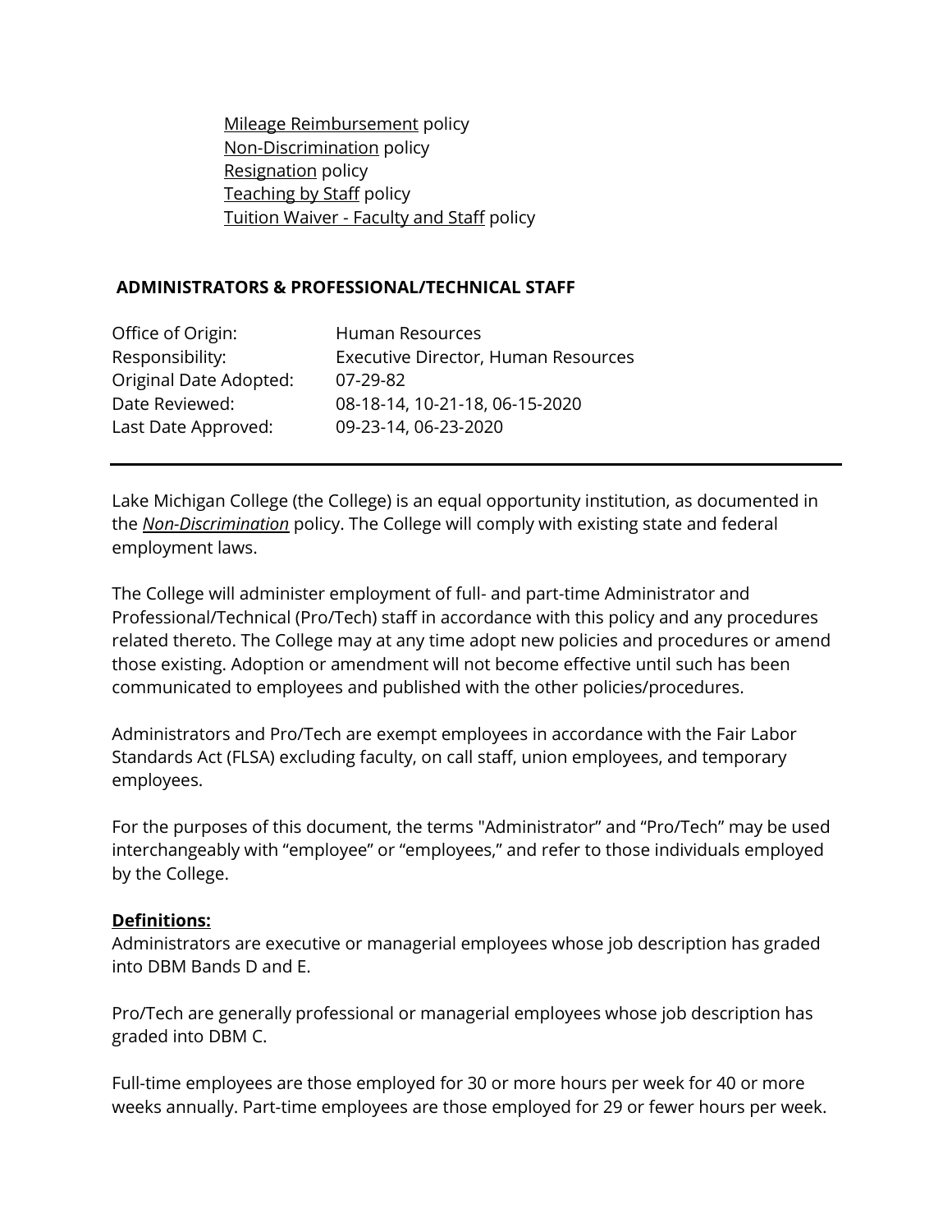Mileage Reimbursement policy
Non-Discrimination policy
Resignation policy
Teaching by Staff policy
Tuition Waiver - Faculty and Staff policy

## ADMINISTRATORS & PROFESSIONAL/TECHNICAL STAFF

| | |
|---|---|
| Office of Origin: | Human Resources |
| Responsibility: | Executive Director, Human Resources |
| Original Date Adopted: | 07-29-82 |
| Date Reviewed: | 08-18-14, 10-21-18, 06-15-2020 |
| Last Date Approved: | 09-23-14, 06-23-2020 |

---

Lake Michigan College (the College) is an equal opportunity institution, as documented in the ***Non-Discrimination*** policy. The College will comply with existing state and federal employment laws.

The College will administer employment of full- and part-time Administrator and Professional/Technical (Pro/Tech) staff in accordance with this policy and any procedures related thereto. The College may at any time adopt new policies and procedures or amend those existing. Adoption or amendment will not become effective until such has been communicated to employees and published with the other policies/procedures.

Administrators and Pro/Tech are exempt employees in accordance with the Fair Labor Standards Act (FLSA) excluding faculty, on call staff, union employees, and temporary employees.

For the purposes of this document, the terms "Administrator" and "Pro/Tech" may be used interchangeably with "employee" or "employees," and refer to those individuals employed by the College.

**Definitions:**

Administrators are executive or managerial employees whose job description has graded into DBM Bands D and E.

Pro/Tech are generally professional or managerial employees whose job description has graded into DBM C.

Full-time employees are those employed for 30 or more hours per week for 40 or more weeks annually. Part-time employees are those employed for 29 or fewer hours per week.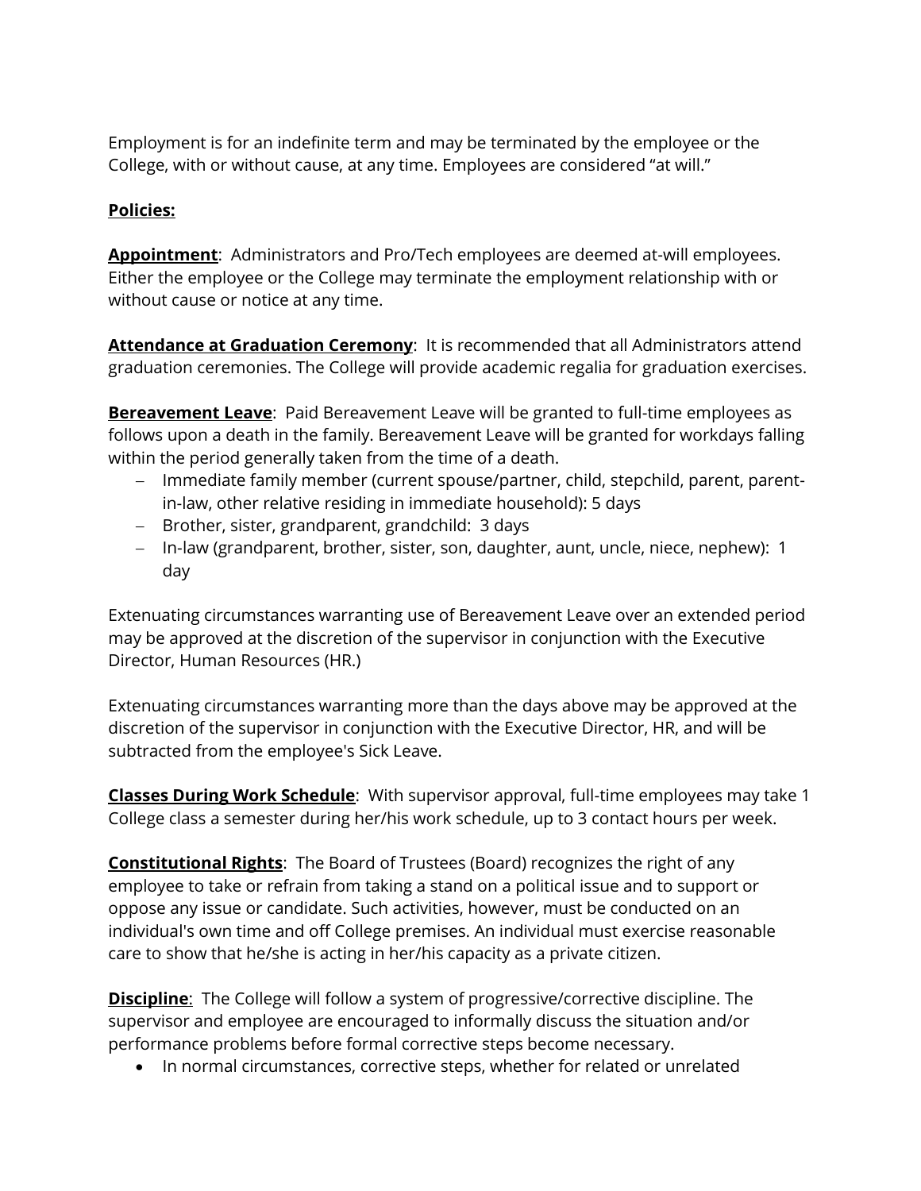Employment is for an indefinite term and may be terminated by the employee or the College, with or without cause, at any time. Employees are considered "at will."

**Policies:**

**Appointment**: Administrators and Pro/Tech employees are deemed at-will employees. Either the employee or the College may terminate the employment relationship with or without cause or notice at any time.

**Attendance at Graduation Ceremony**: It is recommended that all Administrators attend graduation ceremonies. The College will provide academic regalia for graduation exercises.

**Bereavement Leave**: Paid Bereavement Leave will be granted to full-time employees as follows upon a death in the family. Bereavement Leave will be granted for workdays falling within the period generally taken from the time of a death.

- Immediate family member (current spouse/partner, child, stepchild, parent, parent-in-law, other relative residing in immediate household): 5 days
- Brother, sister, grandparent, grandchild: 3 days
- In-law (grandparent, brother, sister, son, daughter, aunt, uncle, niece, nephew): 1 day

Extenuating circumstances warranting use of Bereavement Leave over an extended period may be approved at the discretion of the supervisor in conjunction with the Executive Director, Human Resources (HR.)

Extenuating circumstances warranting more than the days above may be approved at the discretion of the supervisor in conjunction with the Executive Director, HR, and will be subtracted from the employee's Sick Leave.

**Classes During Work Schedule**: With supervisor approval, full-time employees may take 1 College class a semester during her/his work schedule, up to 3 contact hours per week.

**Constitutional Rights**: The Board of Trustees (Board) recognizes the right of any employee to take or refrain from taking a stand on a political issue and to support or oppose any issue or candidate. Such activities, however, must be conducted on an individual's own time and off College premises. An individual must exercise reasonable care to show that he/she is acting in her/his capacity as a private citizen.

**Discipline**: The College will follow a system of progressive/corrective discipline. The supervisor and employee are encouraged to informally discuss the situation and/or performance problems before formal corrective steps become necessary.

- In normal circumstances, corrective steps, whether for related or unrelated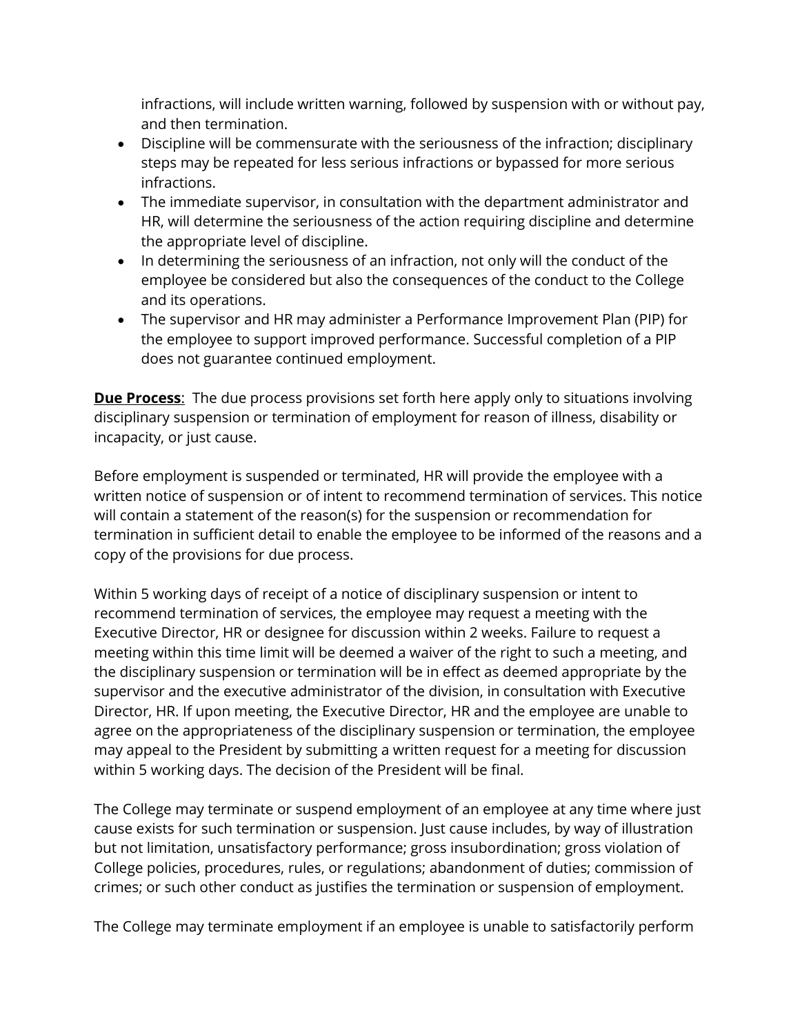infractions, will include written warning, followed by suspension with or without pay, and then termination.

- Discipline will be commensurate with the seriousness of the infraction; disciplinary steps may be repeated for less serious infractions or bypassed for more serious infractions.
- The immediate supervisor, in consultation with the department administrator and HR, will determine the seriousness of the action requiring discipline and determine the appropriate level of discipline.
- In determining the seriousness of an infraction, not only will the conduct of the employee be considered but also the consequences of the conduct to the College and its operations.
- The supervisor and HR may administer a Performance Improvement Plan (PIP) for the employee to support improved performance. Successful completion of a PIP does not guarantee continued employment.

**Due Process**: The due process provisions set forth here apply only to situations involving disciplinary suspension or termination of employment for reason of illness, disability or incapacity, or just cause.

Before employment is suspended or terminated, HR will provide the employee with a written notice of suspension or of intent to recommend termination of services. This notice will contain a statement of the reason(s) for the suspension or recommendation for termination in sufficient detail to enable the employee to be informed of the reasons and a copy of the provisions for due process.

Within 5 working days of receipt of a notice of disciplinary suspension or intent to recommend termination of services, the employee may request a meeting with the Executive Director, HR or designee for discussion within 2 weeks. Failure to request a meeting within this time limit will be deemed a waiver of the right to such a meeting, and the disciplinary suspension or termination will be in effect as deemed appropriate by the supervisor and the executive administrator of the division, in consultation with Executive Director, HR. If upon meeting, the Executive Director, HR and the employee are unable to agree on the appropriateness of the disciplinary suspension or termination, the employee may appeal to the President by submitting a written request for a meeting for discussion within 5 working days. The decision of the President will be final.

The College may terminate or suspend employment of an employee at any time where just cause exists for such termination or suspension. Just cause includes, by way of illustration but not limitation, unsatisfactory performance; gross insubordination; gross violation of College policies, procedures, rules, or regulations; abandonment of duties; commission of crimes; or such other conduct as justifies the termination or suspension of employment.

The College may terminate employment if an employee is unable to satisfactorily perform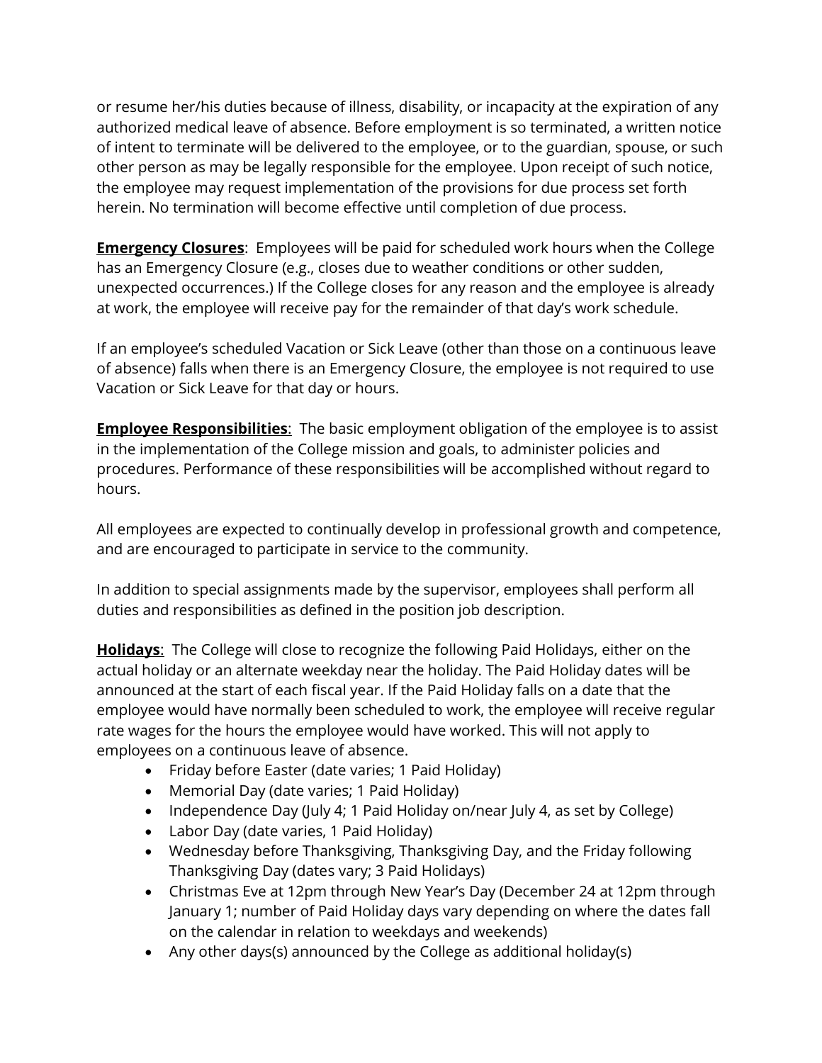or resume her/his duties because of illness, disability, or incapacity at the expiration of any authorized medical leave of absence. Before employment is so terminated, a written notice of intent to terminate will be delivered to the employee, or to the guardian, spouse, or such other person as may be legally responsible for the employee. Upon receipt of such notice, the employee may request implementation of the provisions for due process set forth herein. No termination will become effective until completion of due process.

**<u>Emergency Closures</u>**: Employees will be paid for scheduled work hours when the College has an Emergency Closure (e.g., closes due to weather conditions or other sudden, unexpected occurrences.) If the College closes for any reason and the employee is already at work, the employee will receive pay for the remainder of that day's work schedule.

If an employee's scheduled Vacation or Sick Leave (other than those on a continuous leave of absence) falls when there is an Emergency Closure, the employee is not required to use Vacation or Sick Leave for that day or hours.

**<u>Employee Responsibilities</u>**: The basic employment obligation of the employee is to assist in the implementation of the College mission and goals, to administer policies and procedures. Performance of these responsibilities will be accomplished without regard to hours.

All employees are expected to continually develop in professional growth and competence, and are encouraged to participate in service to the community.

In addition to special assignments made by the supervisor, employees shall perform all duties and responsibilities as defined in the position job description.

**<u>Holidays</u>**: The College will close to recognize the following Paid Holidays, either on the actual holiday or an alternate weekday near the holiday. The Paid Holiday dates will be announced at the start of each fiscal year. If the Paid Holiday falls on a date that the employee would have normally been scheduled to work, the employee will receive regular rate wages for the hours the employee would have worked. This will not apply to employees on a continuous leave of absence.

- Friday before Easter (date varies; 1 Paid Holiday)
- Memorial Day (date varies; 1 Paid Holiday)
- Independence Day (July 4; 1 Paid Holiday on/near July 4, as set by College)
- Labor Day (date varies, 1 Paid Holiday)
- Wednesday before Thanksgiving, Thanksgiving Day, and the Friday following Thanksgiving Day (dates vary; 3 Paid Holidays)
- Christmas Eve at 12pm through New Year's Day (December 24 at 12pm through January 1; number of Paid Holiday days vary depending on where the dates fall on the calendar in relation to weekdays and weekends)
- Any other days(s) announced by the College as additional holiday(s)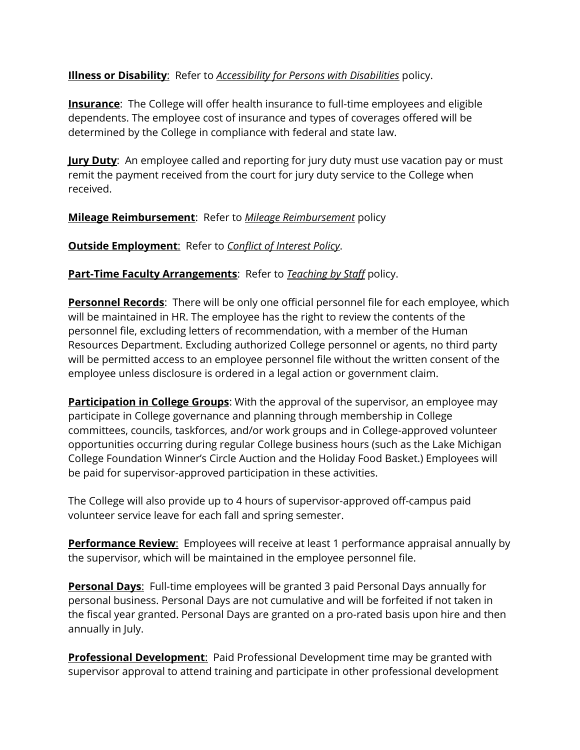**<u>Illness or Disability</u>**: Refer to *<u>Accessibility for Persons with Disabilities</u>* policy.

**<u>Insurance</u>**: The College will offer health insurance to full-time employees and eligible dependents. The employee cost of insurance and types of coverages offered will be determined by the College in compliance with federal and state law.

**<u>Jury Duty</u>**: An employee called and reporting for jury duty must use vacation pay or must remit the payment received from the court for jury duty service to the College when received.

**<u>Mileage Reimbursement</u>**: Refer to *<u>Mileage Reimbursement</u>* policy

**<u>Outside Employment</u>**: Refer to *<u>Conflict of Interest Policy</u>*.

**<u>Part-Time Faculty Arrangements</u>**: Refer to *<u>Teaching by Staff</u>* policy.

**<u>Personnel Records</u>**: There will be only one official personnel file for each employee, which will be maintained in HR. The employee has the right to review the contents of the personnel file, excluding letters of recommendation, with a member of the Human Resources Department. Excluding authorized College personnel or agents, no third party will be permitted access to an employee personnel file without the written consent of the employee unless disclosure is ordered in a legal action or government claim.

**<u>Participation in College Groups</u>**: With the approval of the supervisor, an employee may participate in College governance and planning through membership in College committees, councils, taskforces, and/or work groups and in College-approved volunteer opportunities occurring during regular College business hours (such as the Lake Michigan College Foundation Winner's Circle Auction and the Holiday Food Basket.) Employees will be paid for supervisor-approved participation in these activities.

The College will also provide up to 4 hours of supervisor-approved off-campus paid volunteer service leave for each fall and spring semester.

**<u>Performance Review</u>**: Employees will receive at least 1 performance appraisal annually by the supervisor, which will be maintained in the employee personnel file.

**<u>Personal Days</u>**: Full-time employees will be granted 3 paid Personal Days annually for personal business. Personal Days are not cumulative and will be forfeited if not taken in the fiscal year granted. Personal Days are granted on a pro-rated basis upon hire and then annually in July.

**<u>Professional Development</u>**: Paid Professional Development time may be granted with supervisor approval to attend training and participate in other professional development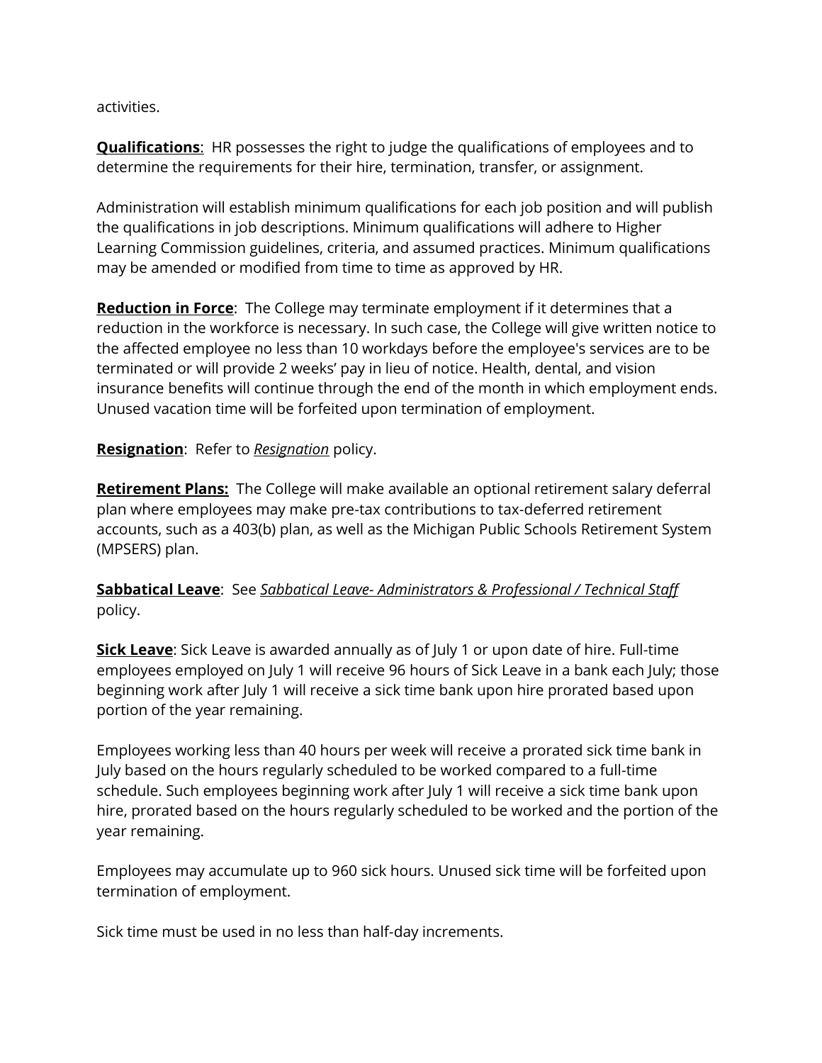activities.

**<u>Qualifications</u>**:  HR possesses the right to judge the qualifications of employees and to determine the requirements for their hire, termination, transfer, or assignment.

Administration will establish minimum qualifications for each job position and will publish the qualifications in job descriptions. Minimum qualifications will adhere to Higher Learning Commission guidelines, criteria, and assumed practices. Minimum qualifications may be amended or modified from time to time as approved by HR.

**<u>Reduction in Force</u>**:  The College may terminate employment if it determines that a reduction in the workforce is necessary. In such case, the College will give written notice to the affected employee no less than 10 workdays before the employee's services are to be terminated or will provide 2 weeks' pay in lieu of notice. Health, dental, and vision insurance benefits will continue through the end of the month in which employment ends. Unused vacation time will be forfeited upon termination of employment.

**<u>Resignation</u>**:  Refer to *<u>Resignation</u>* policy.

**<u>Retirement Plans:</u>**  The College will make available an optional retirement salary deferral plan where employees may make pre-tax contributions to tax-deferred retirement accounts, such as a 403(b) plan, as well as the Michigan Public Schools Retirement System (MPSERS) plan.

**<u>Sabbatical Leave</u>**:  See *<u>Sabbatical Leave- Administrators & Professional / Technical Staff</u>* policy.

**<u>Sick Leave</u>**: Sick Leave is awarded annually as of July 1 or upon date of hire. Full-time employees employed on July 1 will receive 96 hours of Sick Leave in a bank each July; those beginning work after July 1 will receive a sick time bank upon hire prorated based upon portion of the year remaining.

Employees working less than 40 hours per week will receive a prorated sick time bank in July based on the hours regularly scheduled to be worked compared to a full-time schedule. Such employees beginning work after July 1 will receive a sick time bank upon hire, prorated based on the hours regularly scheduled to be worked and the portion of the year remaining.

Employees may accumulate up to 960 sick hours. Unused sick time will be forfeited upon termination of employment.

Sick time must be used in no less than half-day increments.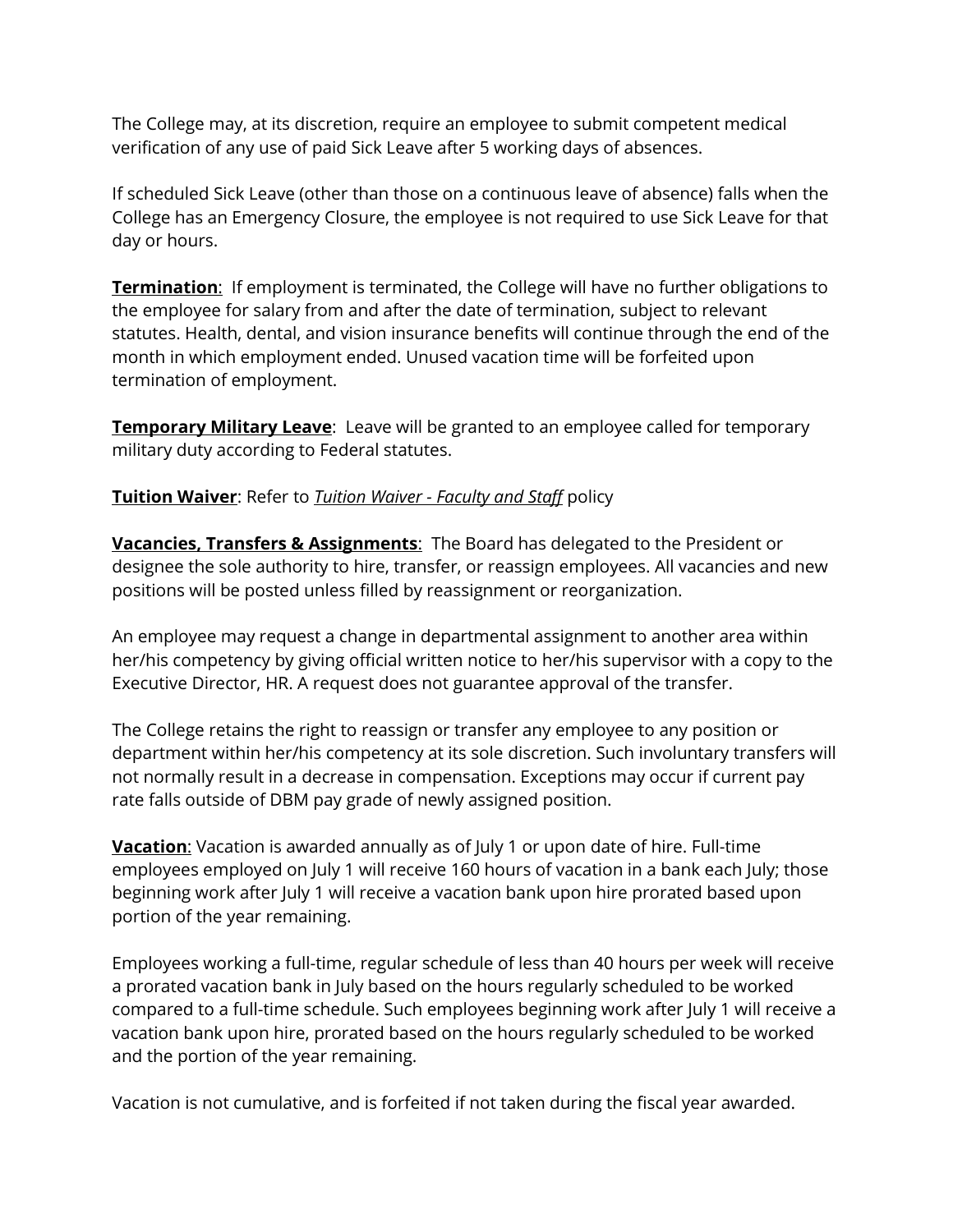The College may, at its discretion, require an employee to submit competent medical verification of any use of paid Sick Leave after 5 working days of absences.

If scheduled Sick Leave (other than those on a continuous leave of absence) falls when the College has an Emergency Closure, the employee is not required to use Sick Leave for that day or hours.

**Termination**: If employment is terminated, the College will have no further obligations to the employee for salary from and after the date of termination, subject to relevant statutes. Health, dental, and vision insurance benefits will continue through the end of the month in which employment ended. Unused vacation time will be forfeited upon termination of employment.

**Temporary Military Leave**: Leave will be granted to an employee called for temporary military duty according to Federal statutes.

**Tuition Waiver**: Refer to *Tuition Waiver - Faculty and Staff* policy

**Vacancies, Transfers & Assignments**: The Board has delegated to the President or designee the sole authority to hire, transfer, or reassign employees. All vacancies and new positions will be posted unless filled by reassignment or reorganization.

An employee may request a change in departmental assignment to another area within her/his competency by giving official written notice to her/his supervisor with a copy to the Executive Director, HR. A request does not guarantee approval of the transfer.

The College retains the right to reassign or transfer any employee to any position or department within her/his competency at its sole discretion. Such involuntary transfers will not normally result in a decrease in compensation. Exceptions may occur if current pay rate falls outside of DBM pay grade of newly assigned position.

**Vacation**: Vacation is awarded annually as of July 1 or upon date of hire. Full-time employees employed on July 1 will receive 160 hours of vacation in a bank each July; those beginning work after July 1 will receive a vacation bank upon hire prorated based upon portion of the year remaining.

Employees working a full-time, regular schedule of less than 40 hours per week will receive a prorated vacation bank in July based on the hours regularly scheduled to be worked compared to a full-time schedule. Such employees beginning work after July 1 will receive a vacation bank upon hire, prorated based on the hours regularly scheduled to be worked and the portion of the year remaining.

Vacation is not cumulative, and is forfeited if not taken during the fiscal year awarded.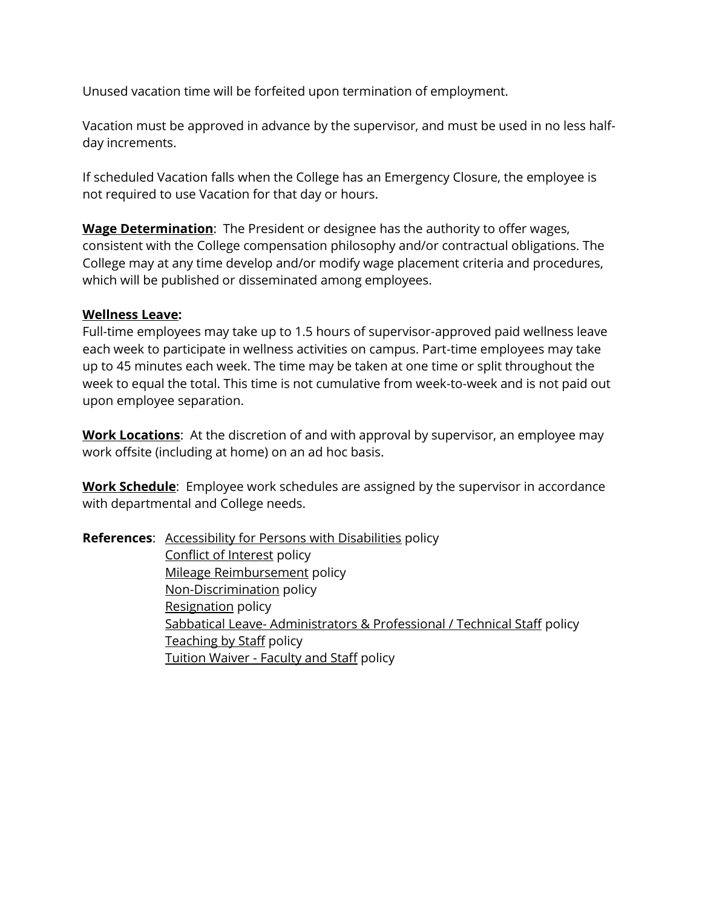Unused vacation time will be forfeited upon termination of employment.

Vacation must be approved in advance by the supervisor, and must be used in no less half-day increments.

If scheduled Vacation falls when the College has an Emergency Closure, the employee is not required to use Vacation for that day or hours.

**Wage Determination**: The President or designee has the authority to offer wages, consistent with the College compensation philosophy and/or contractual obligations. The College may at any time develop and/or modify wage placement criteria and procedures, which will be published or disseminated among employees.

**Wellness Leave:**
Full-time employees may take up to 1.5 hours of supervisor-approved paid wellness leave each week to participate in wellness activities on campus. Part-time employees may take up to 45 minutes each week. The time may be taken at one time or split throughout the week to equal the total. This time is not cumulative from week-to-week and is not paid out upon employee separation.

**Work Locations**: At the discretion of and with approval by supervisor, an employee may work offsite (including at home) on an ad hoc basis.

**Work Schedule**: Employee work schedules are assigned by the supervisor in accordance with departmental and College needs.

**References**:
- Accessibility for Persons with Disabilities policy
- Conflict of Interest policy
- Mileage Reimbursement policy
- Non-Discrimination policy
- Resignation policy
- Sabbatical Leave- Administrators & Professional / Technical Staff policy
- Teaching by Staff policy
- Tuition Waiver - Faculty and Staff policy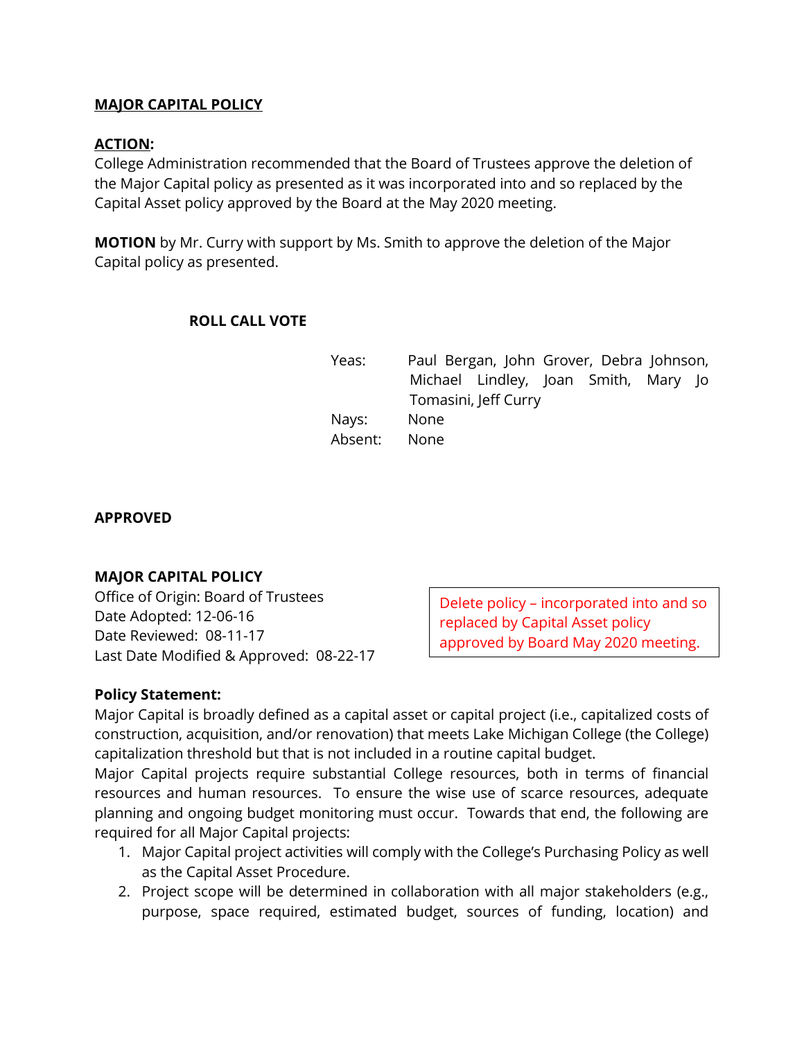**MAJOR CAPITAL POLICY**

**ACTION:**
College Administration recommended that the Board of Trustees approve the deletion of the Major Capital policy as presented as it was incorporated into and so replaced by the Capital Asset policy approved by the Board at the May 2020 meeting.

**MOTION** by Mr. Curry with support by Ms. Smith to approve the deletion of the Major Capital policy as presented.

**ROLL CALL VOTE**

| | |
|---|---|
| Yeas: | Paul Bergan, John Grover, Debra Johnson, Michael Lindley, Joan Smith, Mary Jo Tomasini, Jeff Curry |
| Nays: | None |
| Absent: | None |

**APPROVED**

**MAJOR CAPITAL POLICY**
Office of Origin: Board of Trustees
Date Adopted: 12-06-16
Date Reviewed: 08-11-17
Last Date Modified & Approved: 08-22-17

Delete policy – incorporated into and so replaced by Capital Asset policy approved by Board May 2020 meeting.

**Policy Statement:**
Major Capital is broadly defined as a capital asset or capital project (i.e., capitalized costs of construction, acquisition, and/or renovation) that meets Lake Michigan College (the College) capitalization threshold but that is not included in a routine capital budget.
Major Capital projects require substantial College resources, both in terms of financial resources and human resources. To ensure the wise use of scarce resources, adequate planning and ongoing budget monitoring must occur. Towards that end, the following are required for all Major Capital projects:

1. Major Capital project activities will comply with the College's Purchasing Policy as well as the Capital Asset Procedure.
2. Project scope will be determined in collaboration with all major stakeholders (e.g., purpose, space required, estimated budget, sources of funding, location) and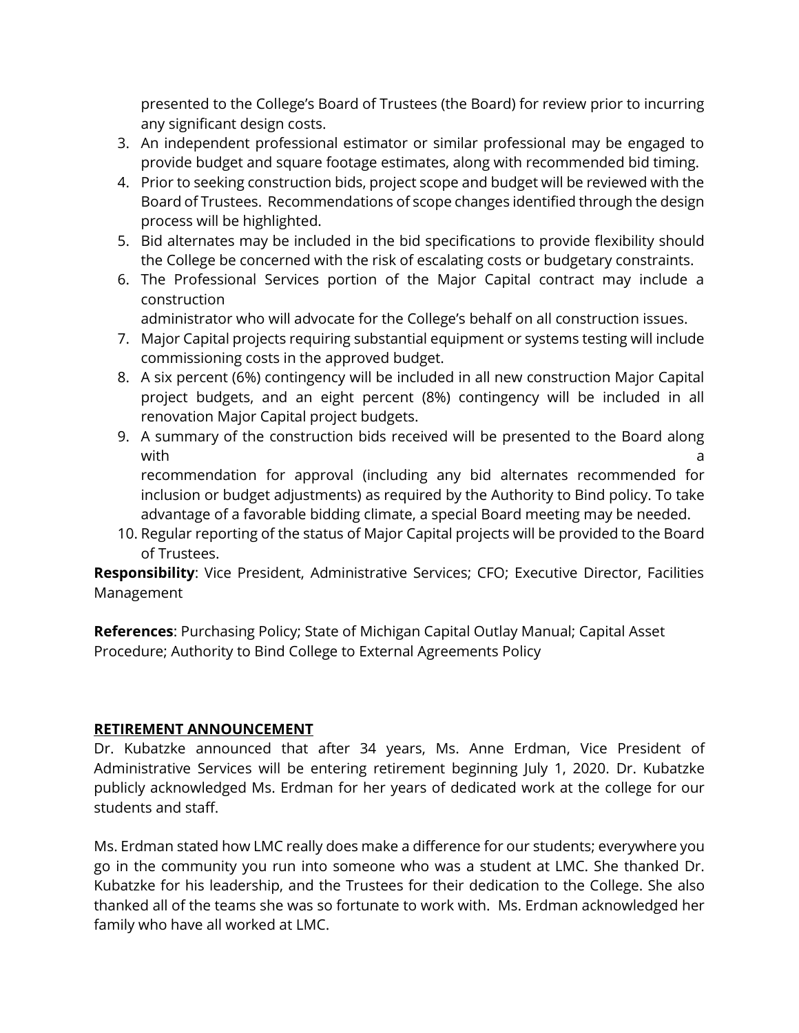presented to the College's Board of Trustees (the Board) for review prior to incurring any significant design costs.

3. An independent professional estimator or similar professional may be engaged to provide budget and square footage estimates, along with recommended bid timing.
4. Prior to seeking construction bids, project scope and budget will be reviewed with the Board of Trustees. Recommendations of scope changes identified through the design process will be highlighted.
5. Bid alternates may be included in the bid specifications to provide flexibility should the College be concerned with the risk of escalating costs or budgetary constraints.
6. The Professional Services portion of the Major Capital contract may include a construction administrator who will advocate for the College's behalf on all construction issues.
7. Major Capital projects requiring substantial equipment or systems testing will include commissioning costs in the approved budget.
8. A six percent (6%) contingency will be included in all new construction Major Capital project budgets, and an eight percent (8%) contingency will be included in all renovation Major Capital project budgets.
9. A summary of the construction bids received will be presented to the Board along with a recommendation for approval (including any bid alternates recommended for inclusion or budget adjustments) as required by the Authority to Bind policy. To take advantage of a favorable bidding climate, a special Board meeting may be needed.
10. Regular reporting of the status of Major Capital projects will be provided to the Board of Trustees.

**Responsibility**: Vice President, Administrative Services; CFO; Executive Director, Facilities Management

**References**: Purchasing Policy; State of Michigan Capital Outlay Manual; Capital Asset Procedure; Authority to Bind College to External Agreements Policy

**RETIREMENT ANNOUNCEMENT**

Dr. Kubatzke announced that after 34 years, Ms. Anne Erdman, Vice President of Administrative Services will be entering retirement beginning July 1, 2020. Dr. Kubatzke publicly acknowledged Ms. Erdman for her years of dedicated work at the college for our students and staff.

Ms. Erdman stated how LMC really does make a difference for our students; everywhere you go in the community you run into someone who was a student at LMC. She thanked Dr. Kubatzke for his leadership, and the Trustees for their dedication to the College. She also thanked all of the teams she was so fortunate to work with. Ms. Erdman acknowledged her family who have all worked at LMC.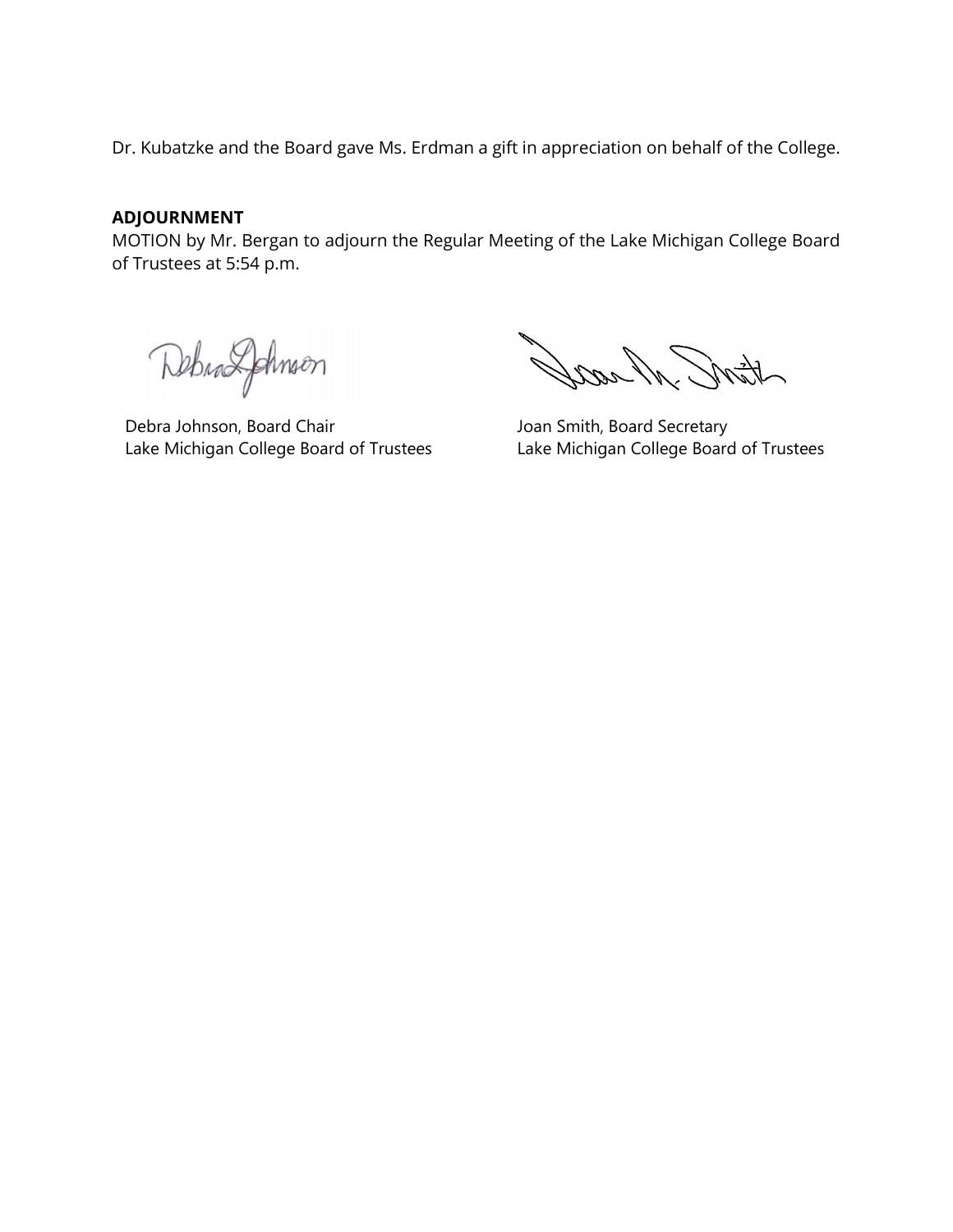Dr. Kubatzke and the Board gave Ms. Erdman a gift in appreciation on behalf of the College.

**ADJOURNMENT**

MOTION by Mr. Bergan to adjourn the Regular Meeting of the Lake Michigan College Board of Trustees at 5:54 p.m.

Debra Johnson, Board Chair
Lake Michigan College Board of Trustees

Joan Smith, Board Secretary
Lake Michigan College Board of Trustees